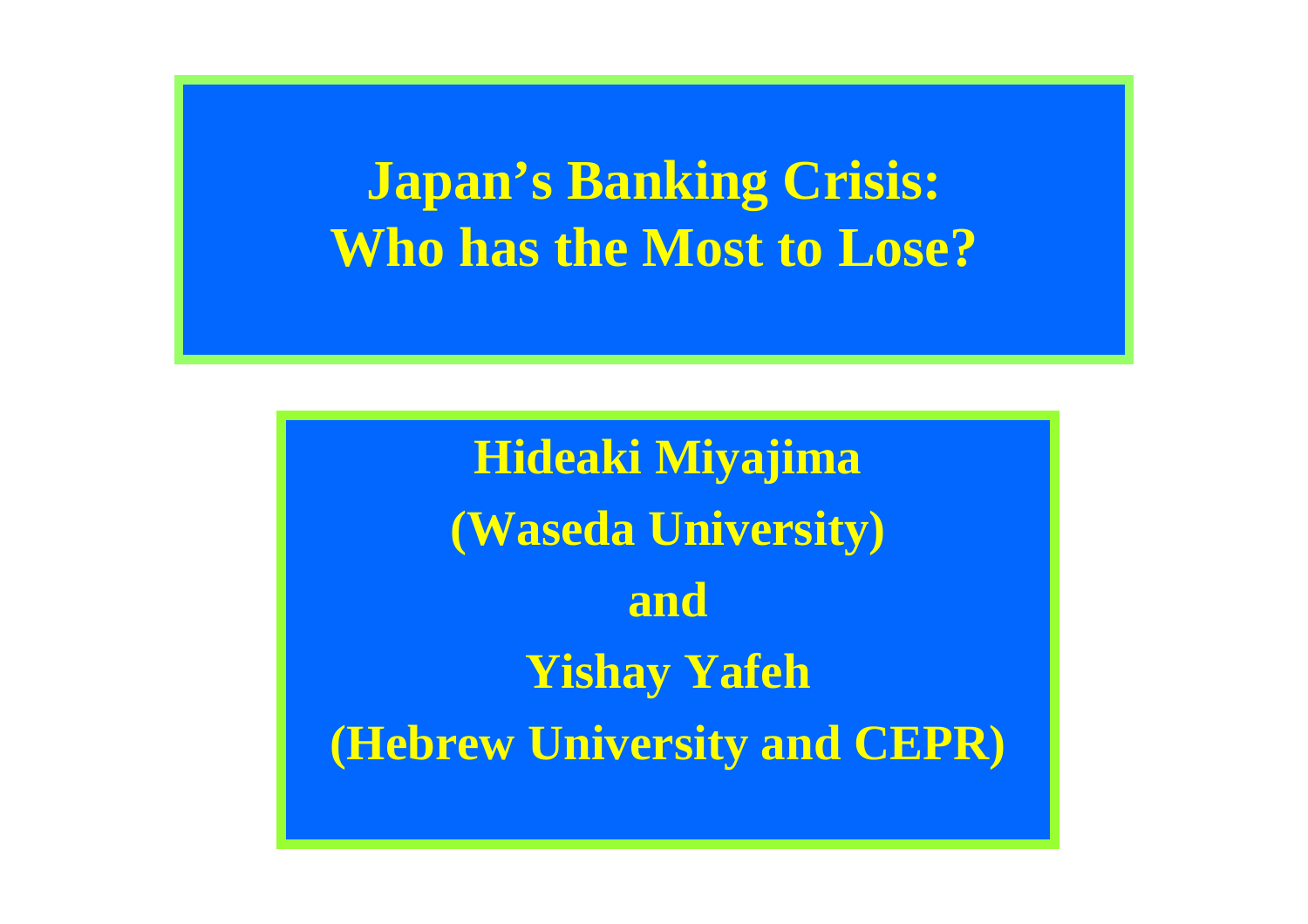# Japan's Banking Crisis: Who has the Most to Lose?

**Hideaki Miyajima**

**(Waseda University)**

**and**

**Yishay Yafeh**

**(Hebrew University and CEPR)**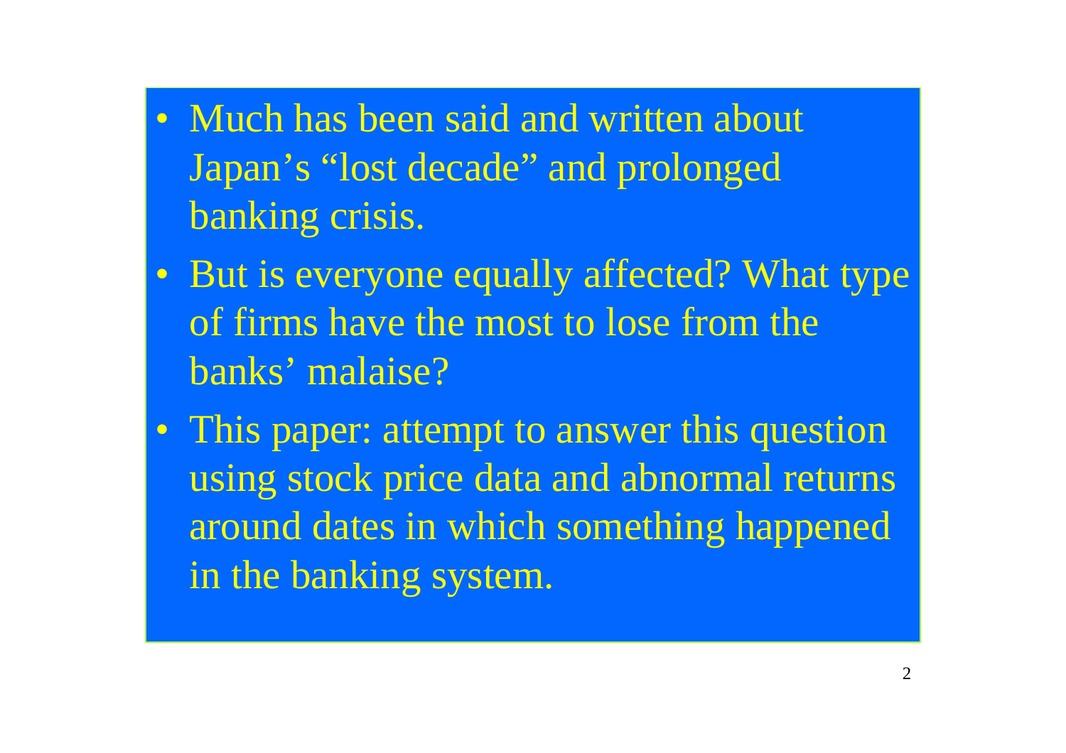- Much has been said and written about Japan’s “lost decade” and prolonged banking crisis.
- But is everyone equally affected? What type of firms have the most to lose from the banks’ malaise?
- This paper: attempt to answer this question using stock price data and abnormal returns around dates in which something happened in the banking system.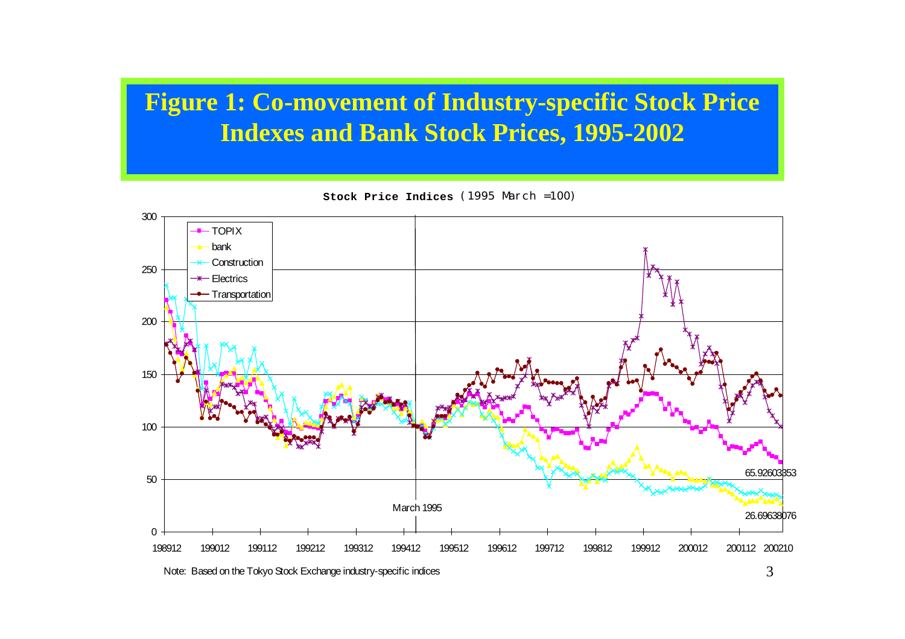# Figure 1: Co-movement of Industry-specific Stock Price Indexes and Bank Stock Prices, 1995-2002

**Stock Price Indices** (1995 March =100)

TOPIX
bank
Construction
Electrics
Transportation

300
250
200
150
100
50
0

March 1995

65.92603353
26.69638076

198912 199012 199112 199212 199312 199412 199512 199612 199712 199812 199912 200012 200112 200210

Note: Based on the Tokyo Stock Exchange industry-specific indices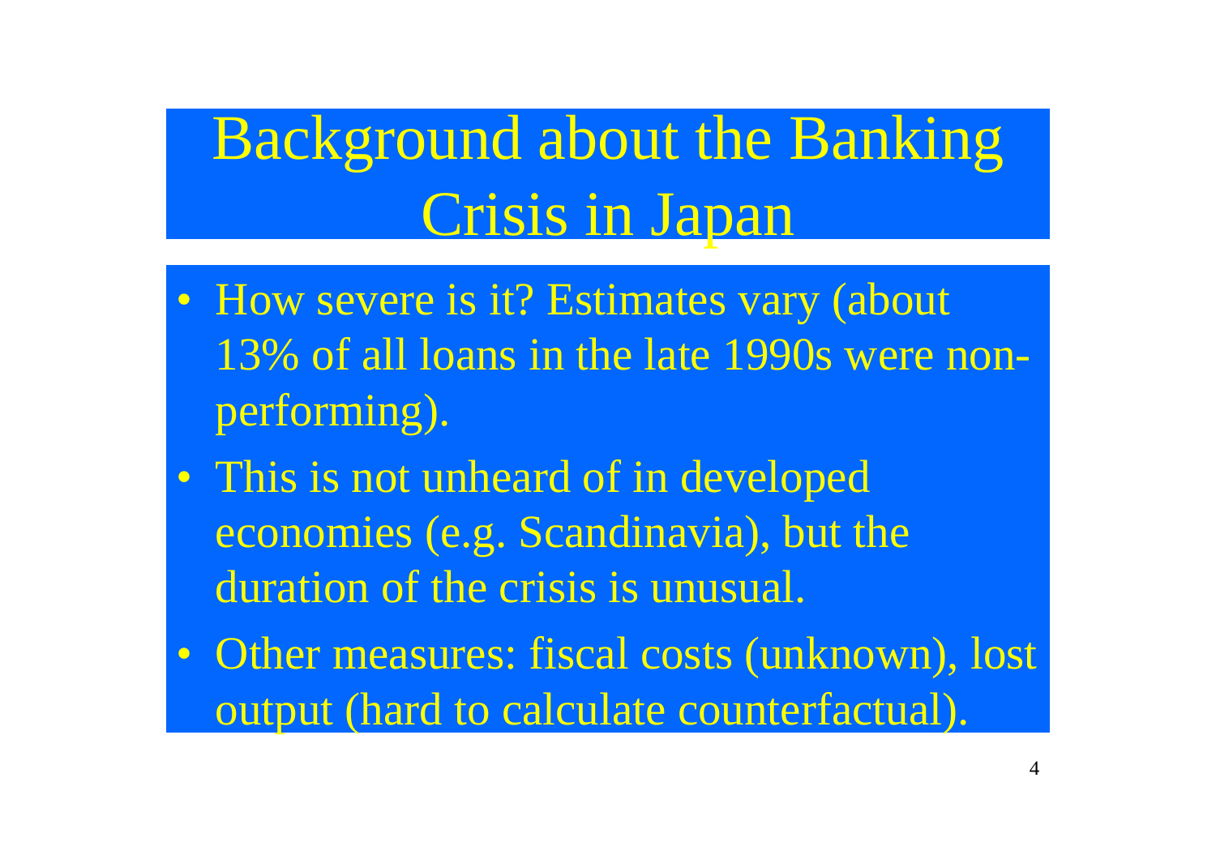# Background about the Banking Crisis in Japan

- How severe is it? Estimates vary (about 13% of all loans in the late 1990s were non-performing).
- This is not unheard of in developed economies (e.g. Scandinavia), but the duration of the crisis is unusual.
- Other measures: fiscal costs (unknown), lost output (hard to calculate counterfactual).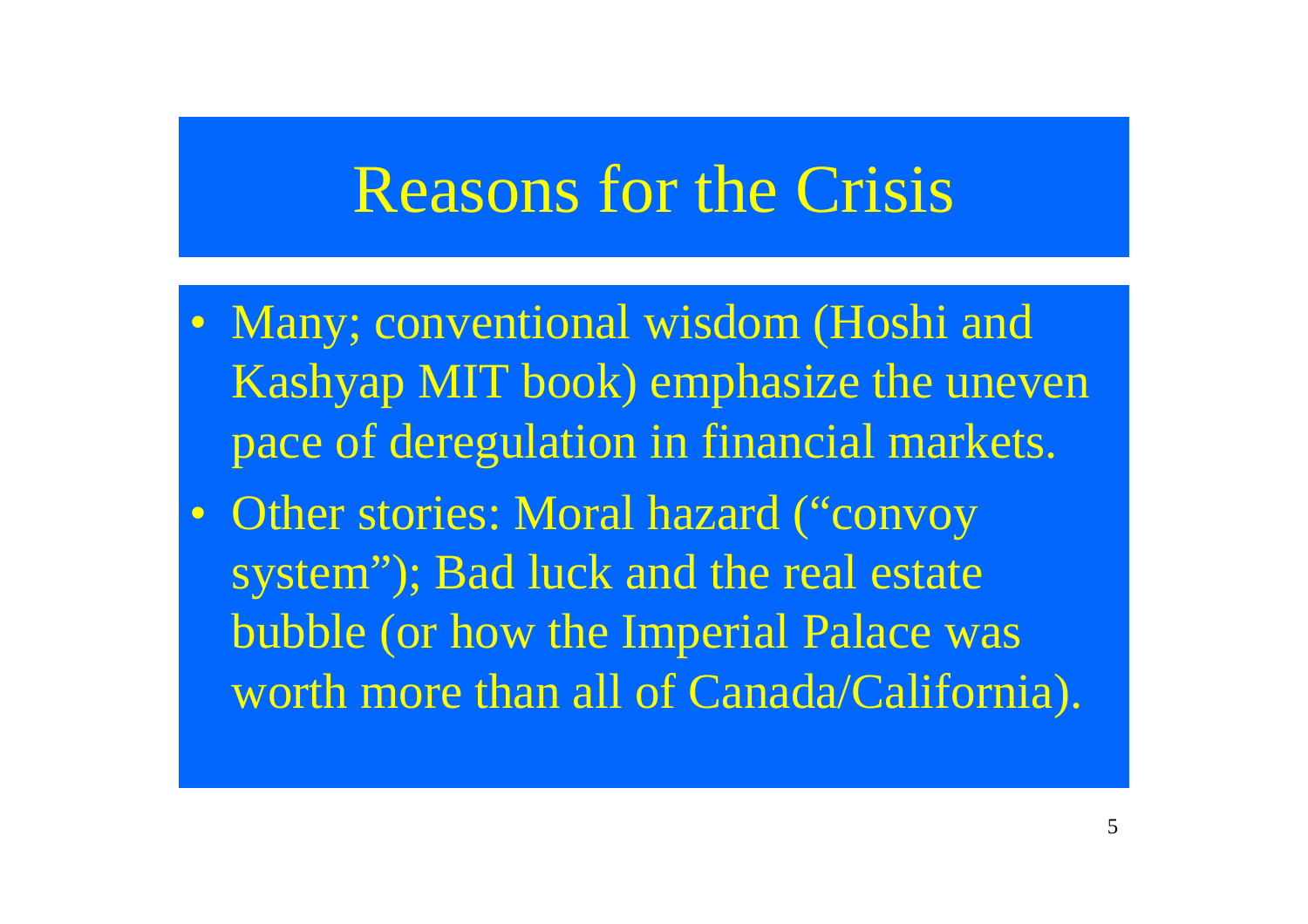# Reasons for the Crisis

- Many; conventional wisdom (Hoshi and Kashyap MIT book) emphasize the uneven pace of deregulation in financial markets.
- Other stories: Moral hazard ("convoy system"); Bad luck and the real estate bubble (or how the Imperial Palace was worth more than all of Canada/California).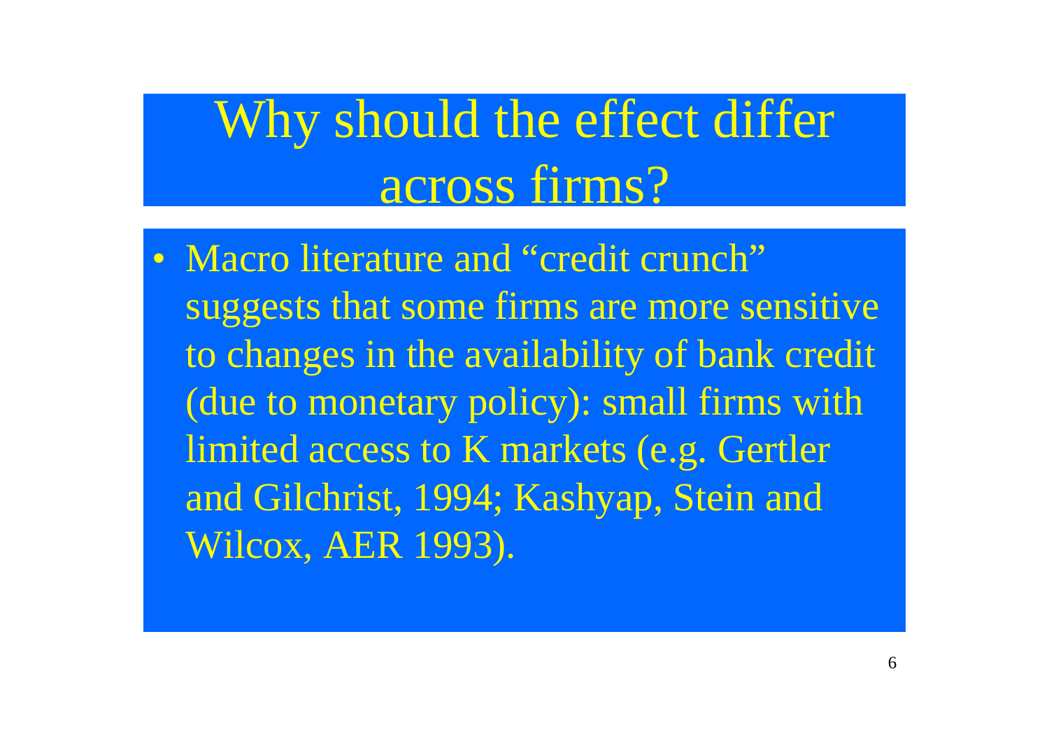# Why should the effect differ across firms?

- Macro literature and "credit crunch" suggests that some firms are more sensitive to changes in the availability of bank credit (due to monetary policy): small firms with limited access to K markets (e.g. Gertler and Gilchrist, 1994; Kashyap, Stein and Wilcox, AER 1993).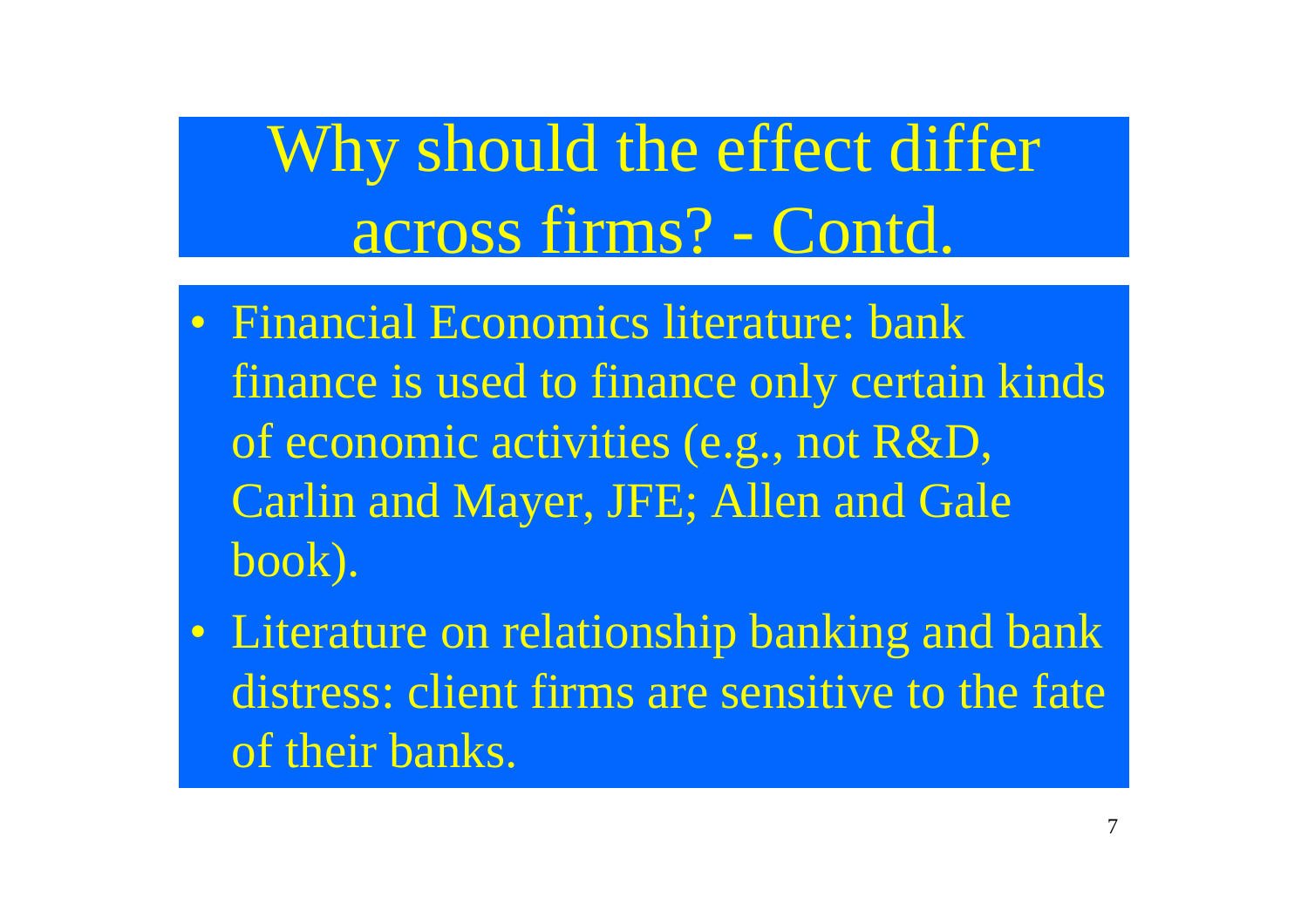# Why should the effect differ across firms? - Contd.

- Financial Economics literature: bank finance is used to finance only certain kinds of economic activities (e.g., not R&D, Carlin and Mayer, JFE; Allen and Gale book).
- Literature on relationship banking and bank distress: client firms are sensitive to the fate of their banks.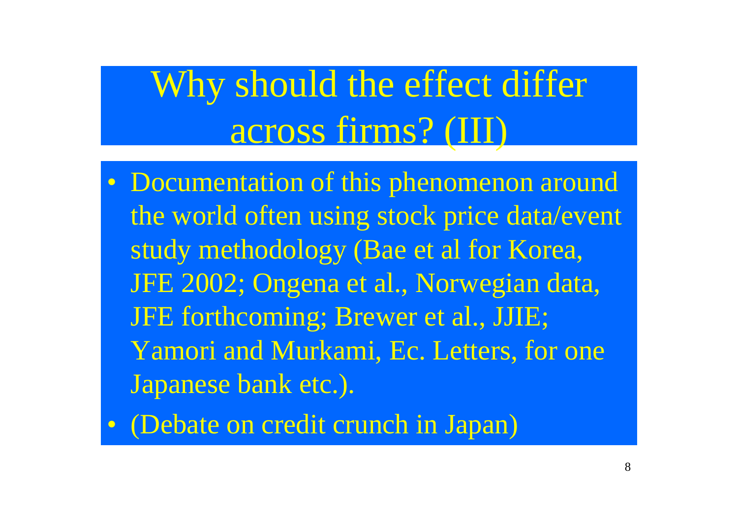# Why should the effect differ across firms? (III)

- Documentation of this phenomenon around the world often using stock price data/event study methodology (Bae et al for Korea, JFE 2002; Ongena et al., Norwegian data, JFE forthcoming; Brewer et al., JJIE; Yamori and Murkami, Ec. Letters, for one Japanese bank etc.).
- (Debate on credit crunch in Japan)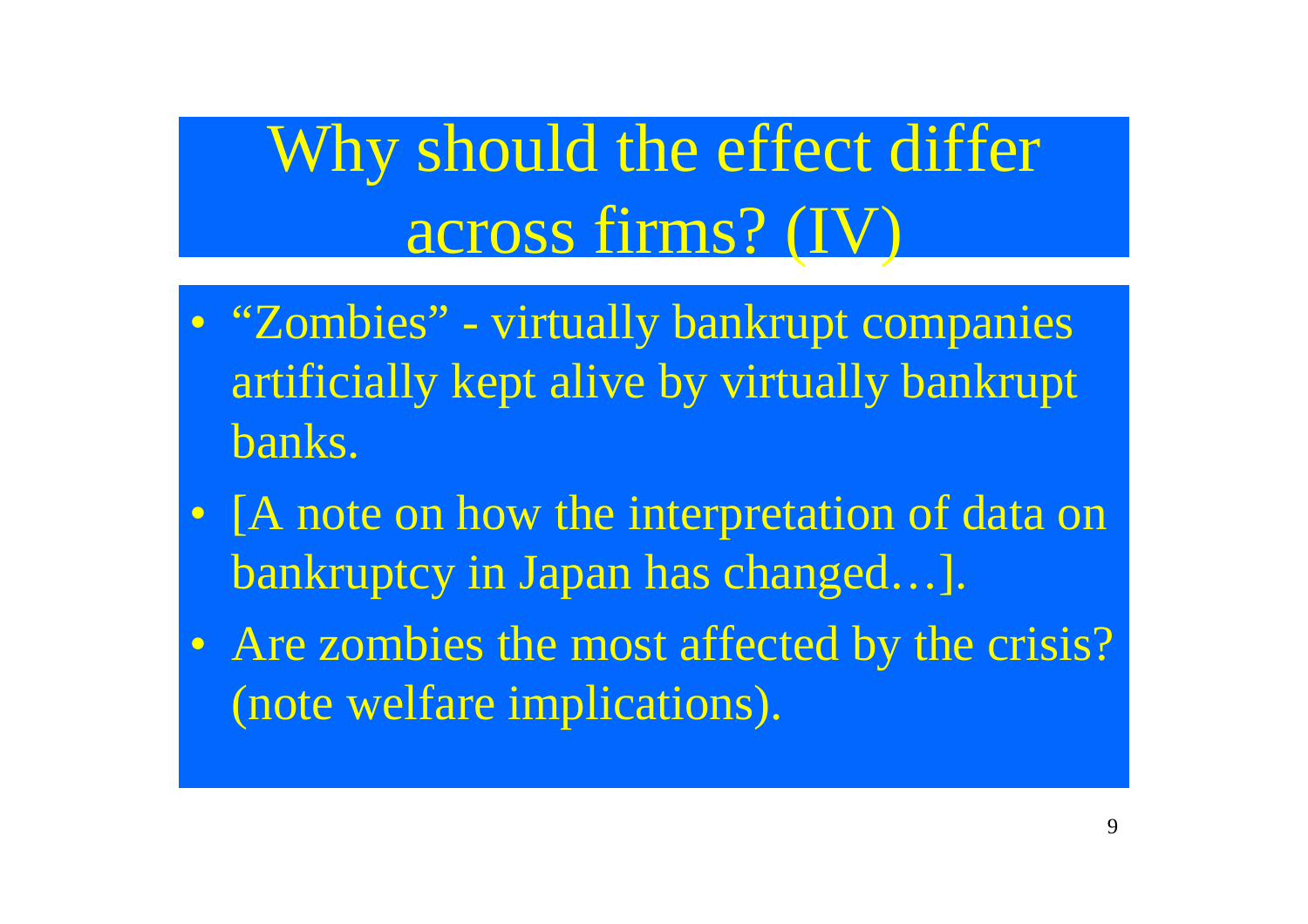# Why should the effect differ across firms? (IV)

- “Zombies” - virtually bankrupt companies artificially kept alive by virtually bankrupt banks.
- [A note on how the interpretation of data on bankruptcy in Japan has changed…].
- Are zombies the most affected by the crisis? (note welfare implications).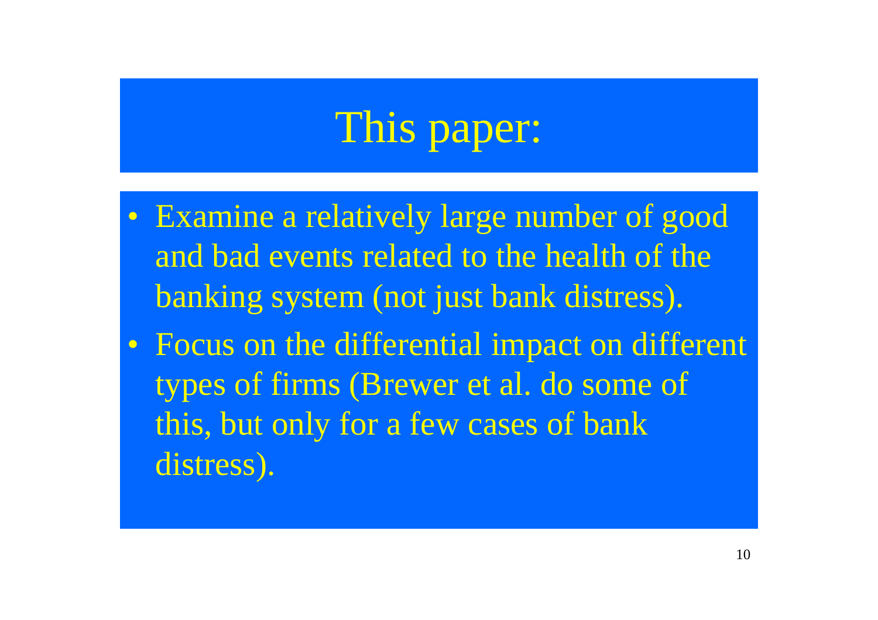# This paper:

- Examine a relatively large number of good and bad events related to the health of the banking system (not just bank distress).
- Focus on the differential impact on different types of firms (Brewer et al. do some of this, but only for a few cases of bank distress).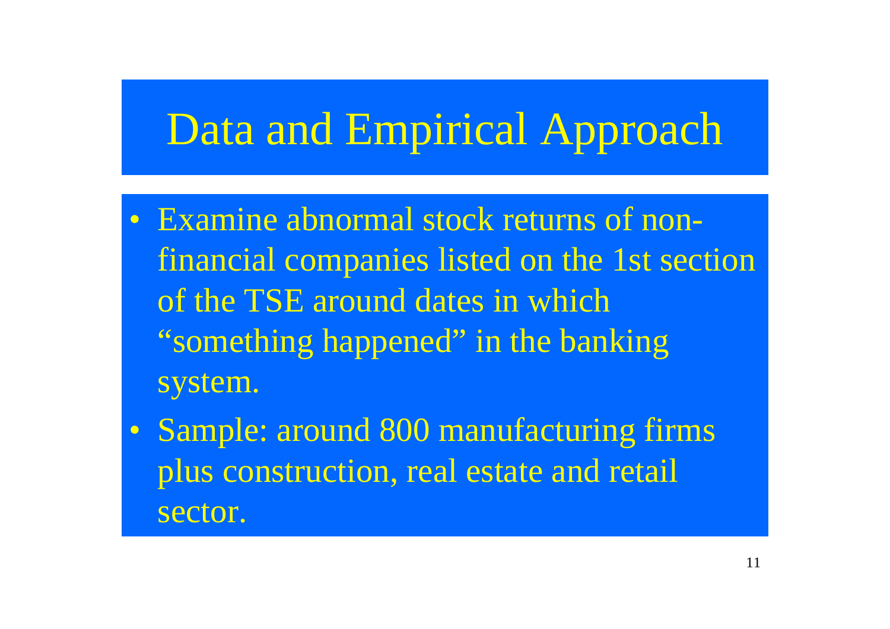# Data and Empirical Approach

- Examine abnormal stock returns of non-financial companies listed on the 1st section of the TSE around dates in which "something happened" in the banking system.
- Sample: around 800 manufacturing firms plus construction, real estate and retail sector.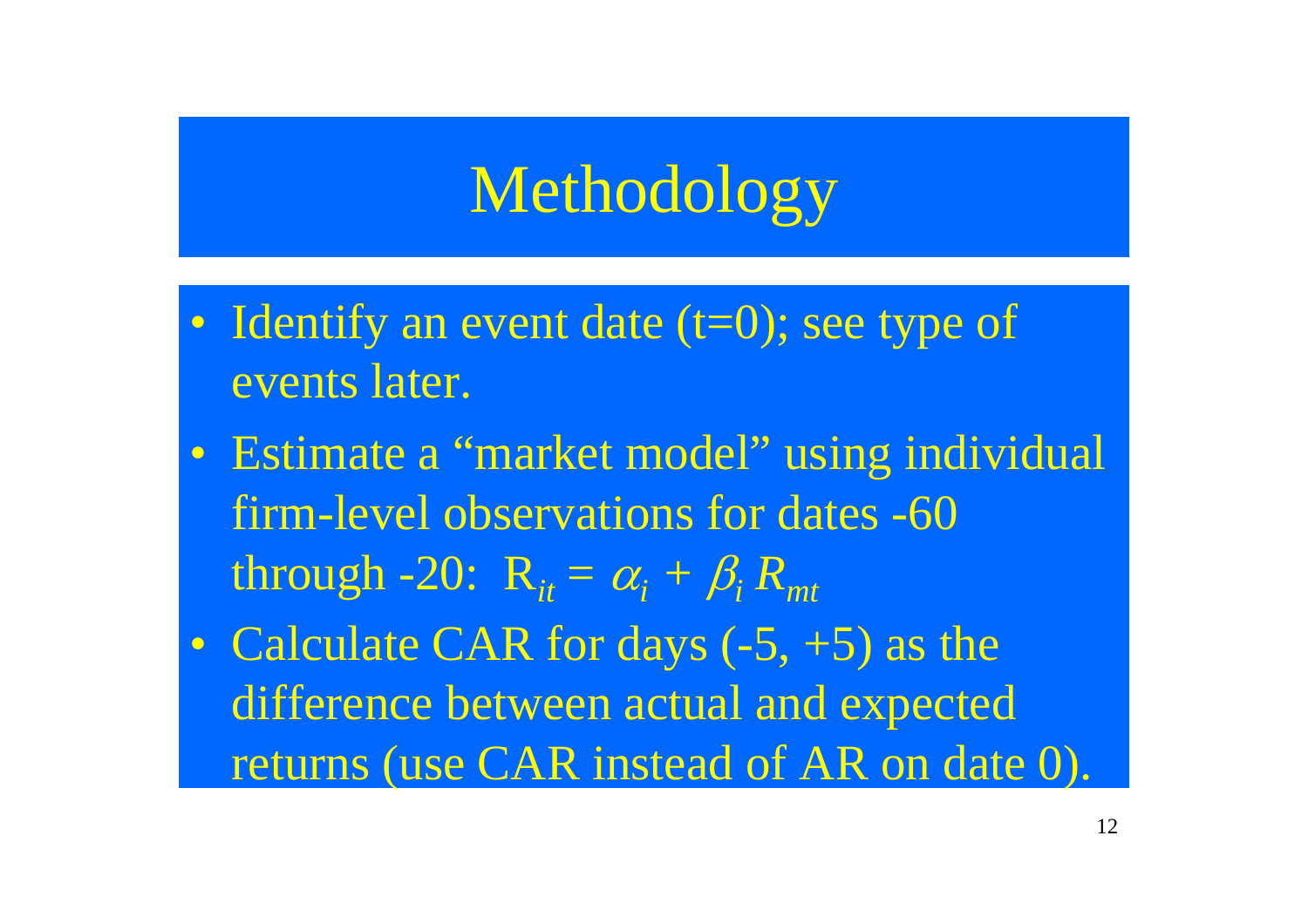# Methodology

- Identify an event date (t=0); see type of events later.
- Estimate a "market model" using individual firm-level observations for dates -60 through -20: $R_{it} = \alpha_i + \beta_i R_{mt}$
- Calculate CAR for days (-5, +5) as the difference between actual and expected returns (use CAR instead of AR on date 0).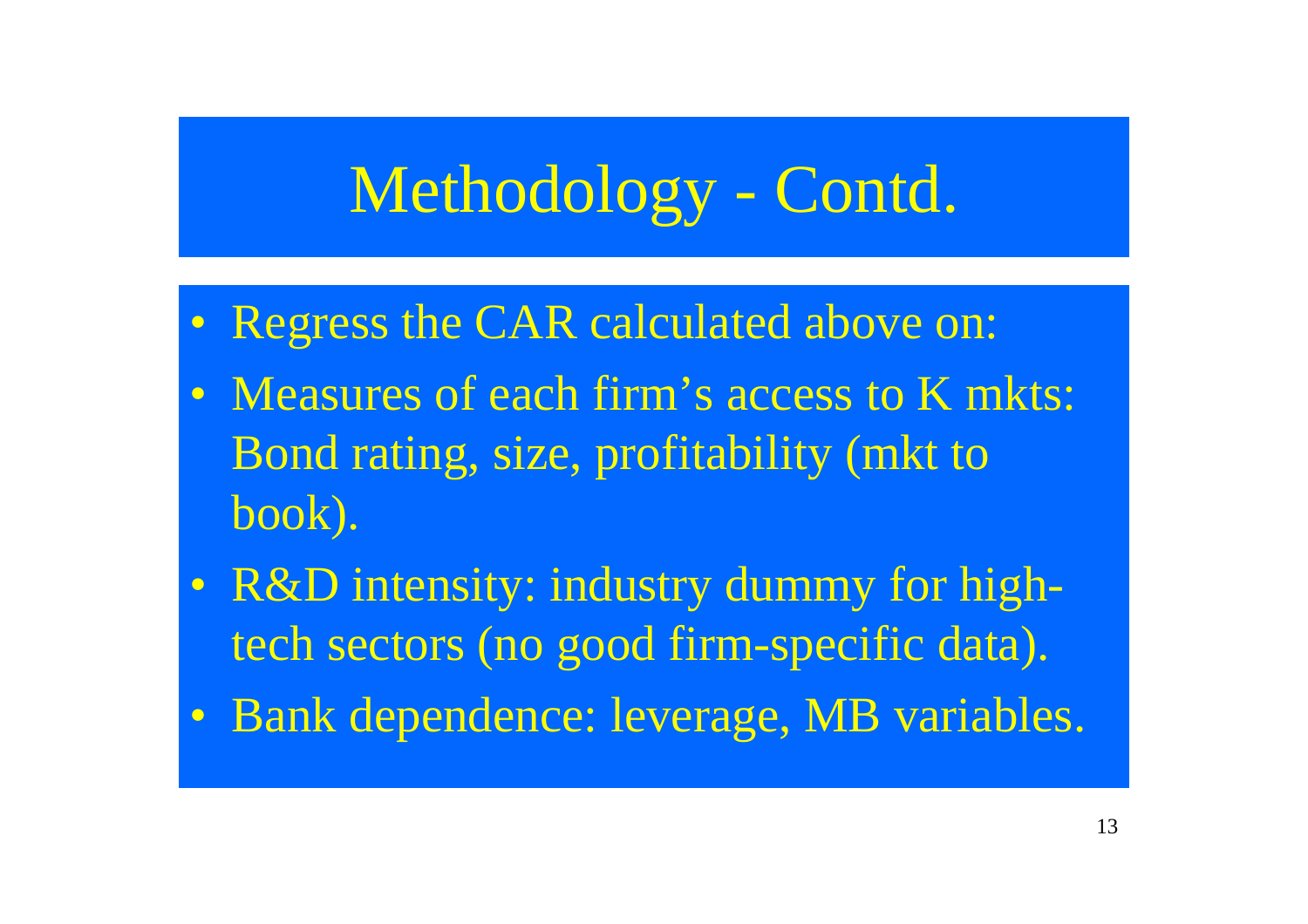# Methodology - Contd.

- Regress the CAR calculated above on:
- Measures of each firm's access to K mkts: Bond rating, size, profitability (mkt to book).
- R&D intensity: industry dummy for high-tech sectors (no good firm-specific data).
- Bank dependence: leverage, MB variables.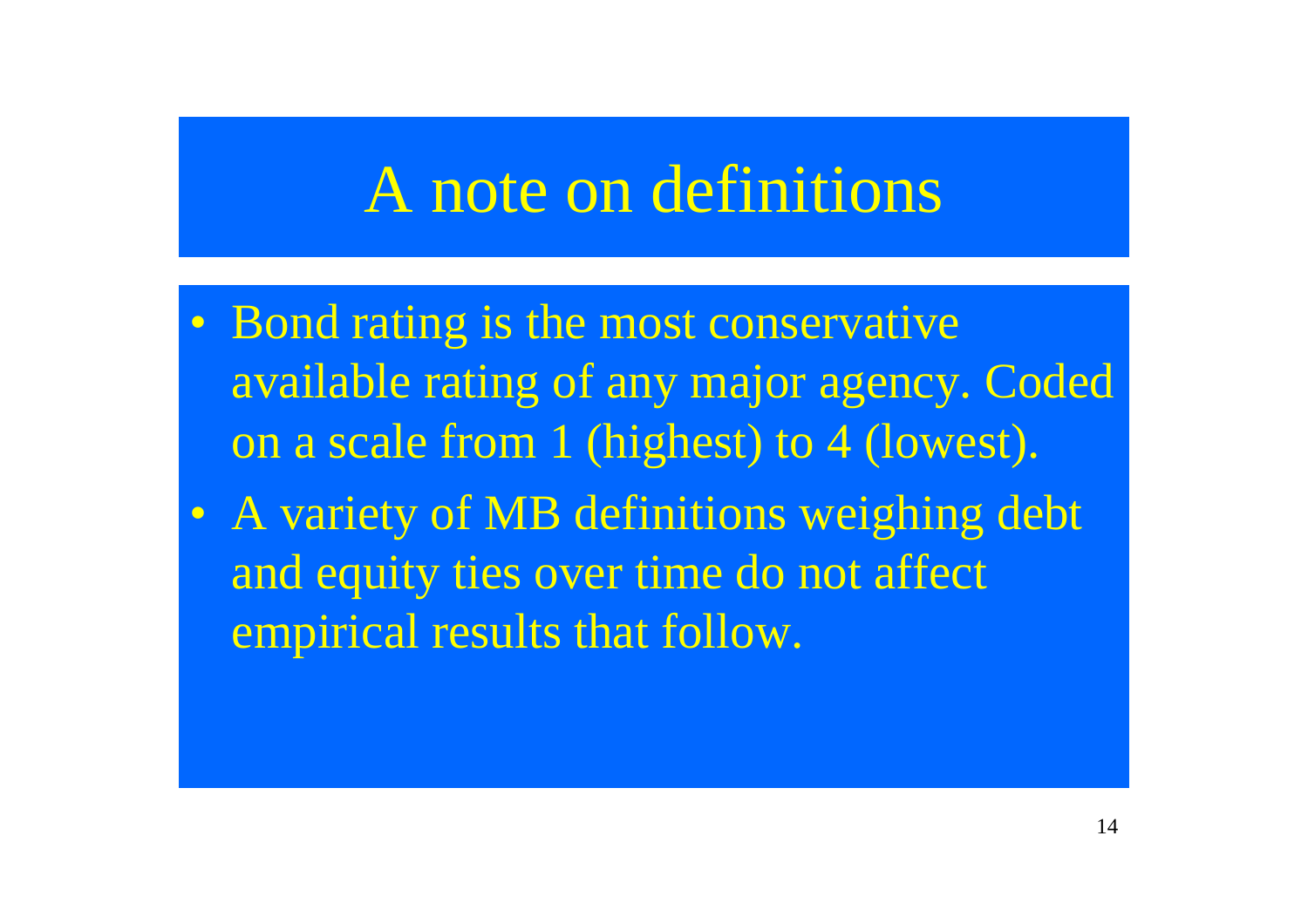# A note on definitions

- Bond rating is the most conservative available rating of any major agency. Coded on a scale from 1 (highest) to 4 (lowest).
- A variety of MB definitions weighing debt and equity ties over time do not affect empirical results that follow.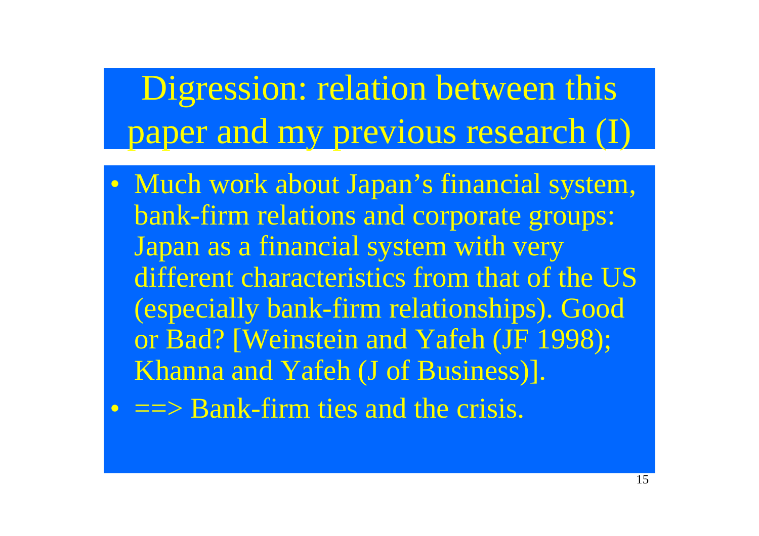# Digression: relation between this paper and my previous research (I)

- Much work about Japan's financial system, bank-firm relations and corporate groups: Japan as a financial system with very different characteristics from that of the US (especially bank-firm relationships). Good or Bad? [Weinstein and Yafeh (JF 1998); Khanna and Yafeh (J of Business)].
- ==> Bank-firm ties and the crisis.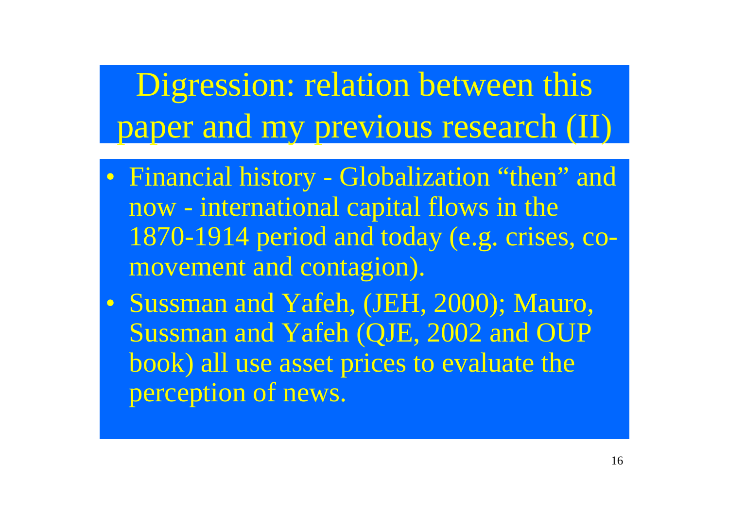# Digression: relation between this paper and my previous research (II)

- Financial history - Globalization "then" and now - international capital flows in the 1870-1914 period and today (e.g. crises, co-movement and contagion).
- Sussman and Yafeh, (JEH, 2000); Mauro, Sussman and Yafeh (QJE, 2002 and OUP book) all use asset prices to evaluate the perception of news.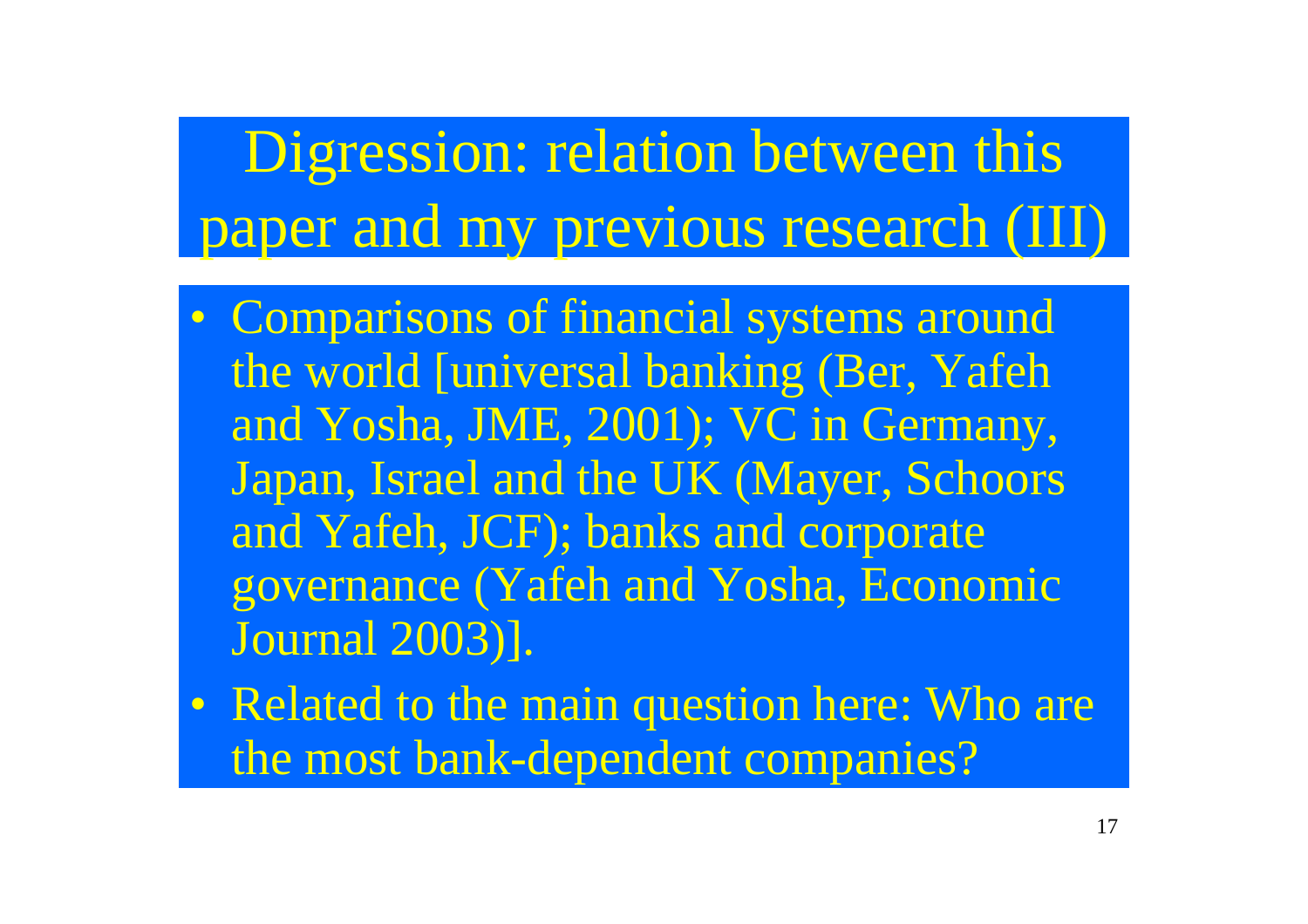# Digression: relation between this paper and my previous research (III)

- Comparisons of financial systems around the world [universal banking (Ber, Yafeh and Yosha, JME, 2001); VC in Germany, Japan, Israel and the UK (Mayer, Schoors and Yafeh, JCF); banks and corporate governance (Yafeh and Yosha, Economic Journal 2003)].
- Related to the main question here: Who are the most bank-dependent companies?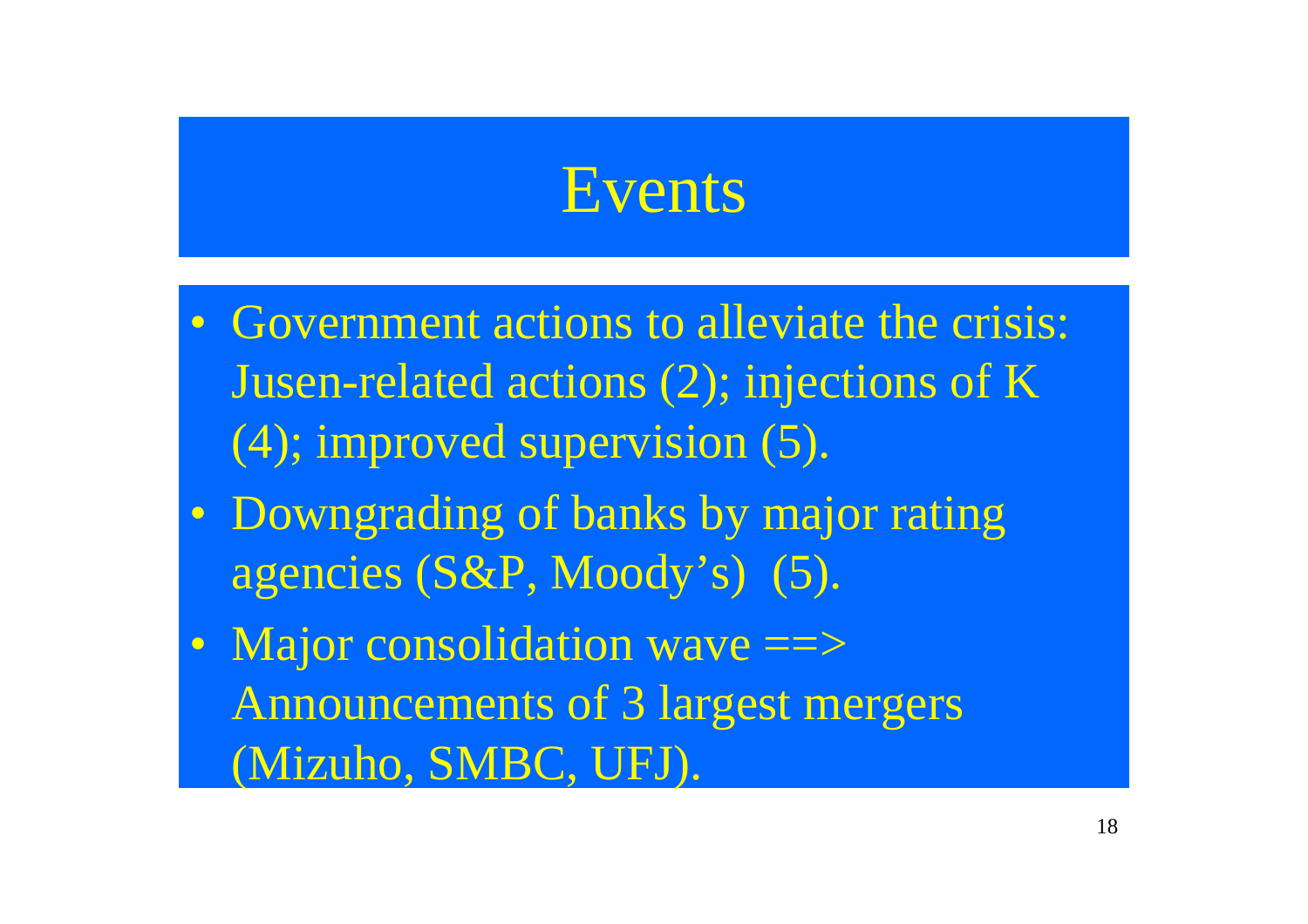# Events

- Government actions to alleviate the crisis: Jusen-related actions (2); injections of K (4); improved supervision (5).
- Downgrading of banks by major rating agencies (S&P, Moody’s) (5).
- Major consolidation wave ==> Announcements of 3 largest mergers (Mizuho, SMBC, UFJ).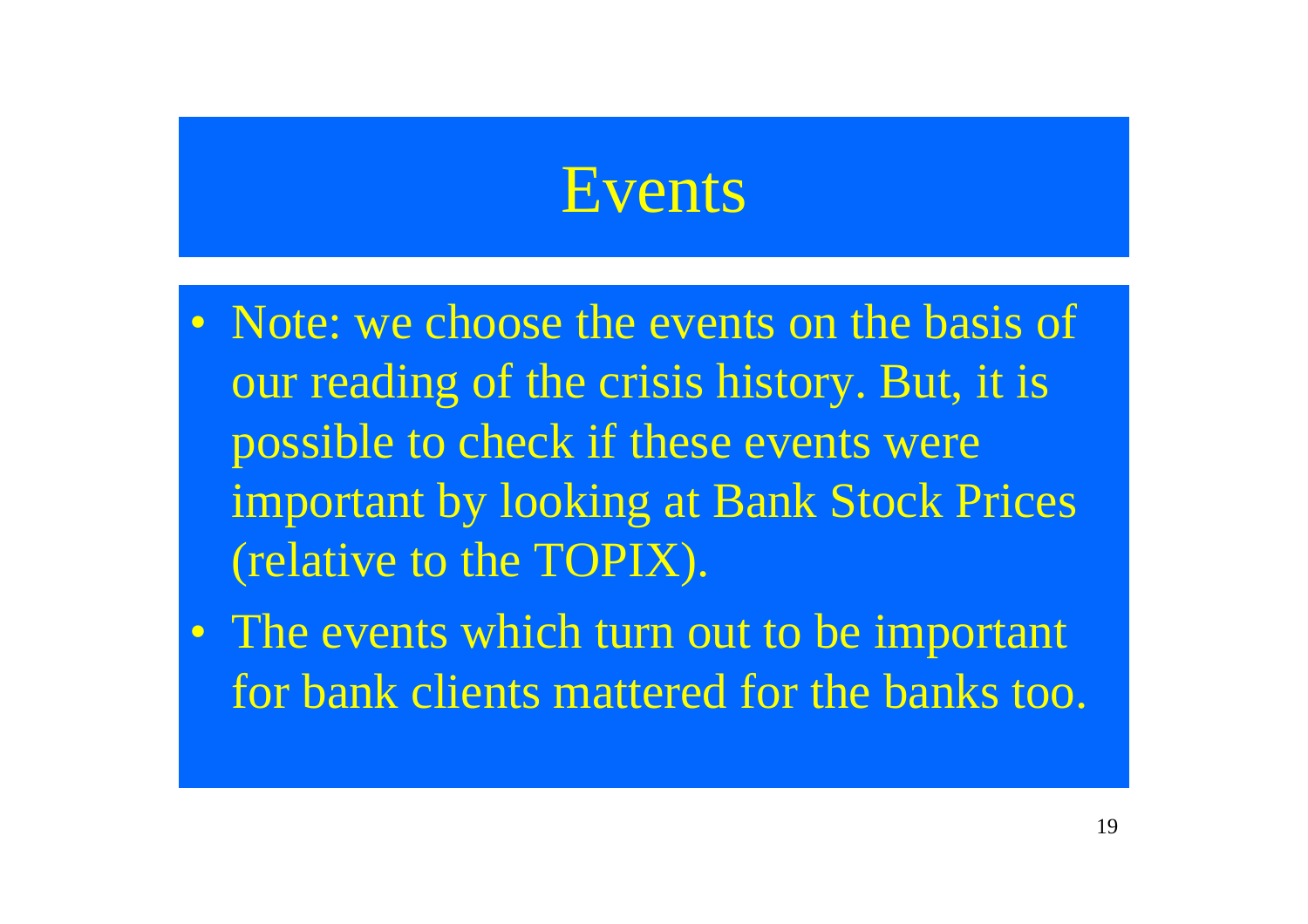# Events

- Note: we choose the events on the basis of our reading of the crisis history. But, it is possible to check if these events were important by looking at Bank Stock Prices (relative to the TOPIX).
- The events which turn out to be important for bank clients mattered for the banks too.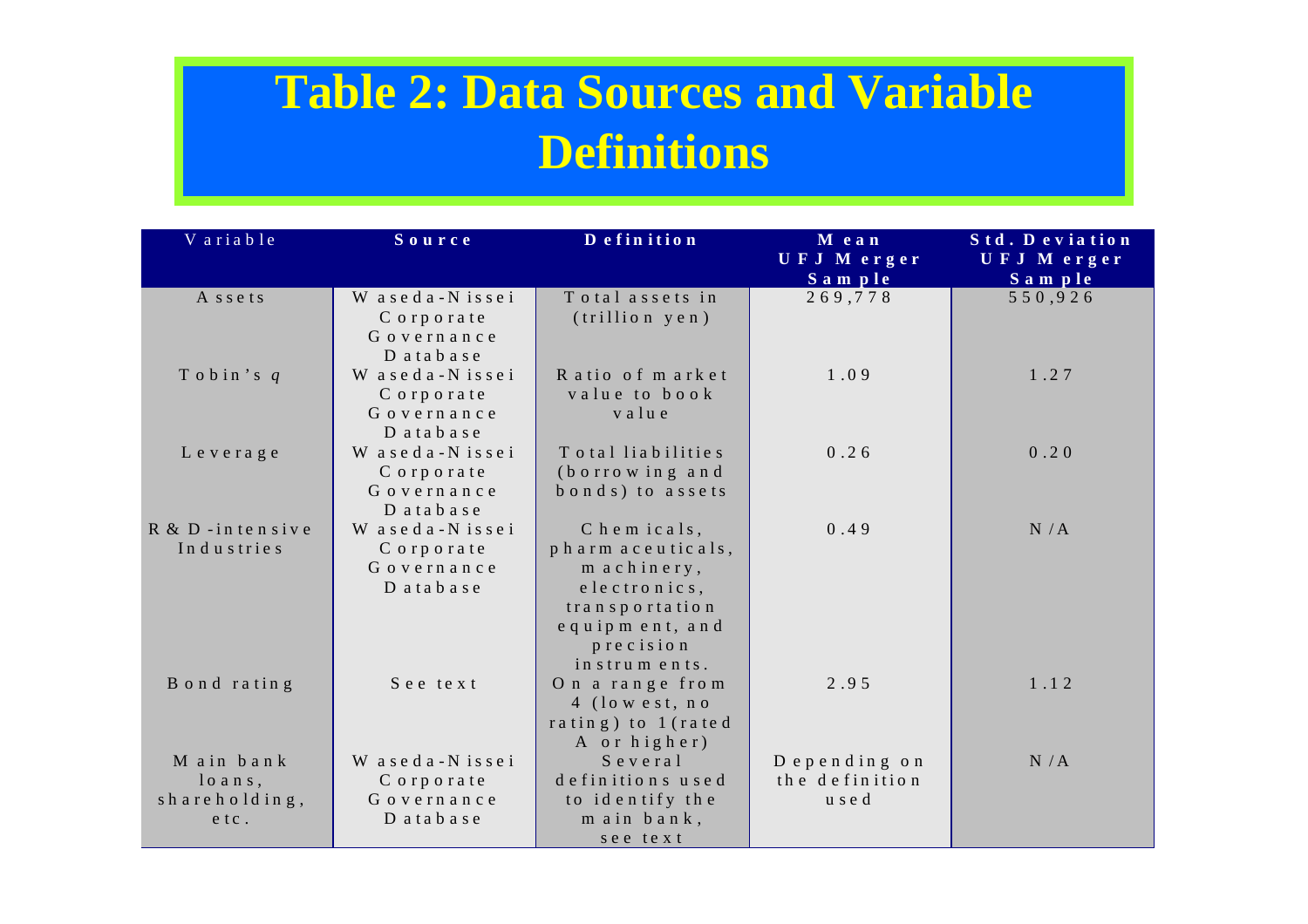# Table 2: Data Sources and Variable Definitions

| Variable | Source | Definition | Mean UFJ Merger Sample | Std. Deviation UFJ Merger Sample |
|---|---|---|---|---|
| Assets | Waseda-Nissei Corporate Governance Database | Total assets in (trillion yen) | 269,778 | 550,926 |
| Tobin's *q* | Waseda-Nissei Corporate Governance Database | Ratio of market value to book value | 1.09 | 1.27 |
| Leverage | Waseda-Nissei Corporate Governance Database | Total liabilities (borrowing and bonds) to assets | 0.26 | 0.20 |
| R&D-intensive Industries | Waseda-Nissei Corporate Governance Database | Chemicals, pharmaceuticals, machinery, electronics, transportation equipment, and precision instruments. | 0.49 | N/A |
| Bond rating | See text | On a range from 4 (lowest, no rating) to 1(rated A or higher) | 2.95 | 1.12 |
| Main bank loans, shareholding, etc. | Waseda-Nissei Corporate Governance Database | Several definitions used to identify the main bank, see text | Depending on the definition used | N/A |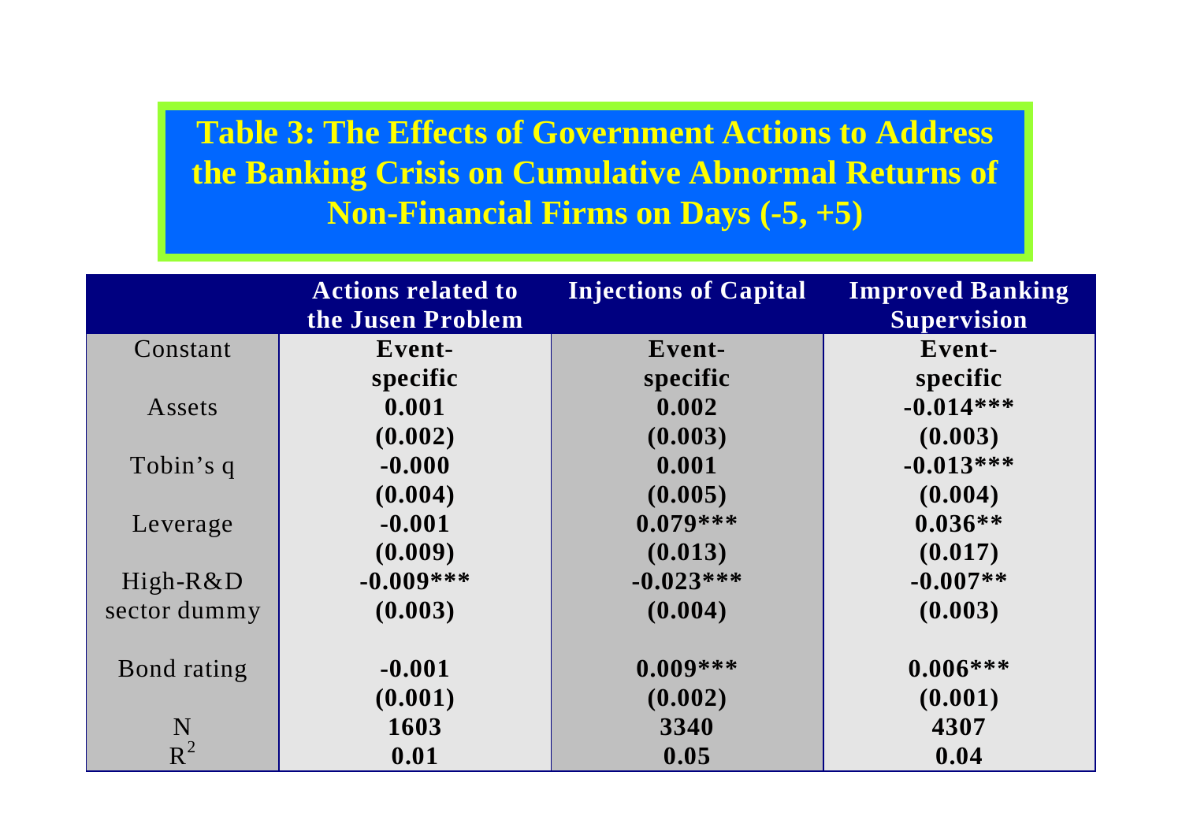## Table 3: The Effects of Government Actions to Address the Banking Crisis on Cumulative Abnormal Returns of Non-Financial Firms on Days (-5, +5)

| | Actions related to the Jusen Problem | Injections of Capital | Improved Banking Supervision |
|---|---|---|---|
| Constant | Event-specific | Event-specific | Event-specific |
| Assets | 0.001 | 0.002 | -0.014*** |
| | (0.002) | (0.003) | (0.003) |
| Tobin's q | -0.000 | 0.001 | -0.013*** |
| | (0.004) | (0.005) | (0.004) |
| Leverage | -0.001 | 0.079*** | 0.036** |
| | (0.009) | (0.013) | (0.017) |
| High-R&D sector dummy | -0.009*** | -0.023*** | -0.007** |
| | (0.003) | (0.004) | (0.003) |
| Bond rating | -0.001 | 0.009*** | 0.006*** |
| | (0.001) | (0.002) | (0.001) |
| N | 1603 | 3340 | 4307 |
| $R^2$ | 0.01 | 0.05 | 0.04 |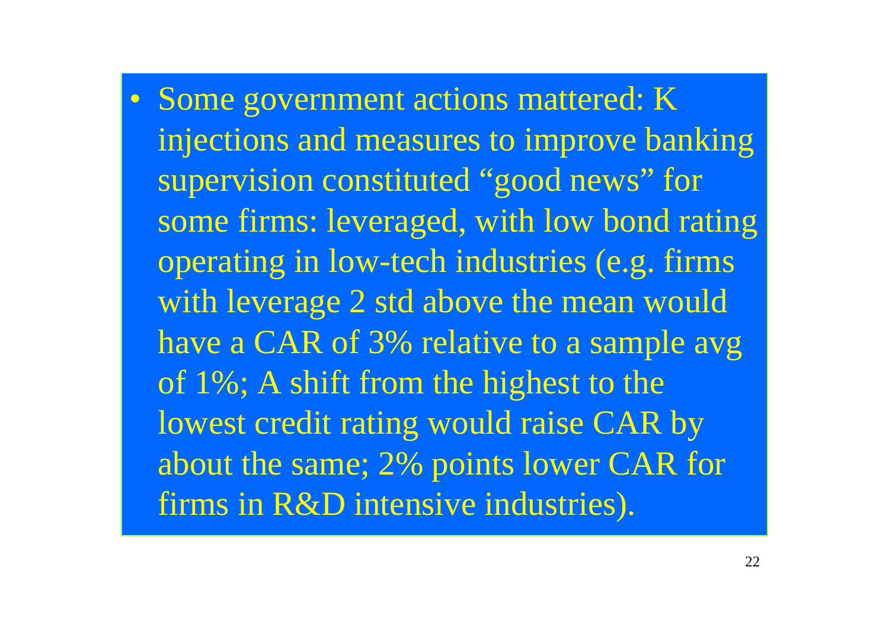- Some government actions mattered: K injections and measures to improve banking supervision constituted “good news” for some firms: leveraged, with low bond rating operating in low-tech industries (e.g. firms with leverage 2 std above the mean would have a CAR of 3% relative to a sample avg of 1%; A shift from the highest to the lowest credit rating would raise CAR by about the same; 2% points lower CAR for firms in R&D intensive industries).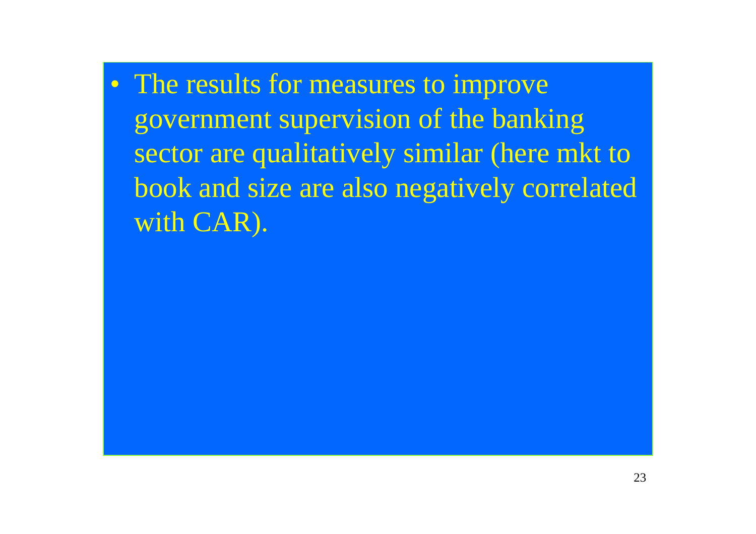- The results for measures to improve government supervision of the banking sector are qualitatively similar (here mkt to book and size are also negatively correlated with CAR).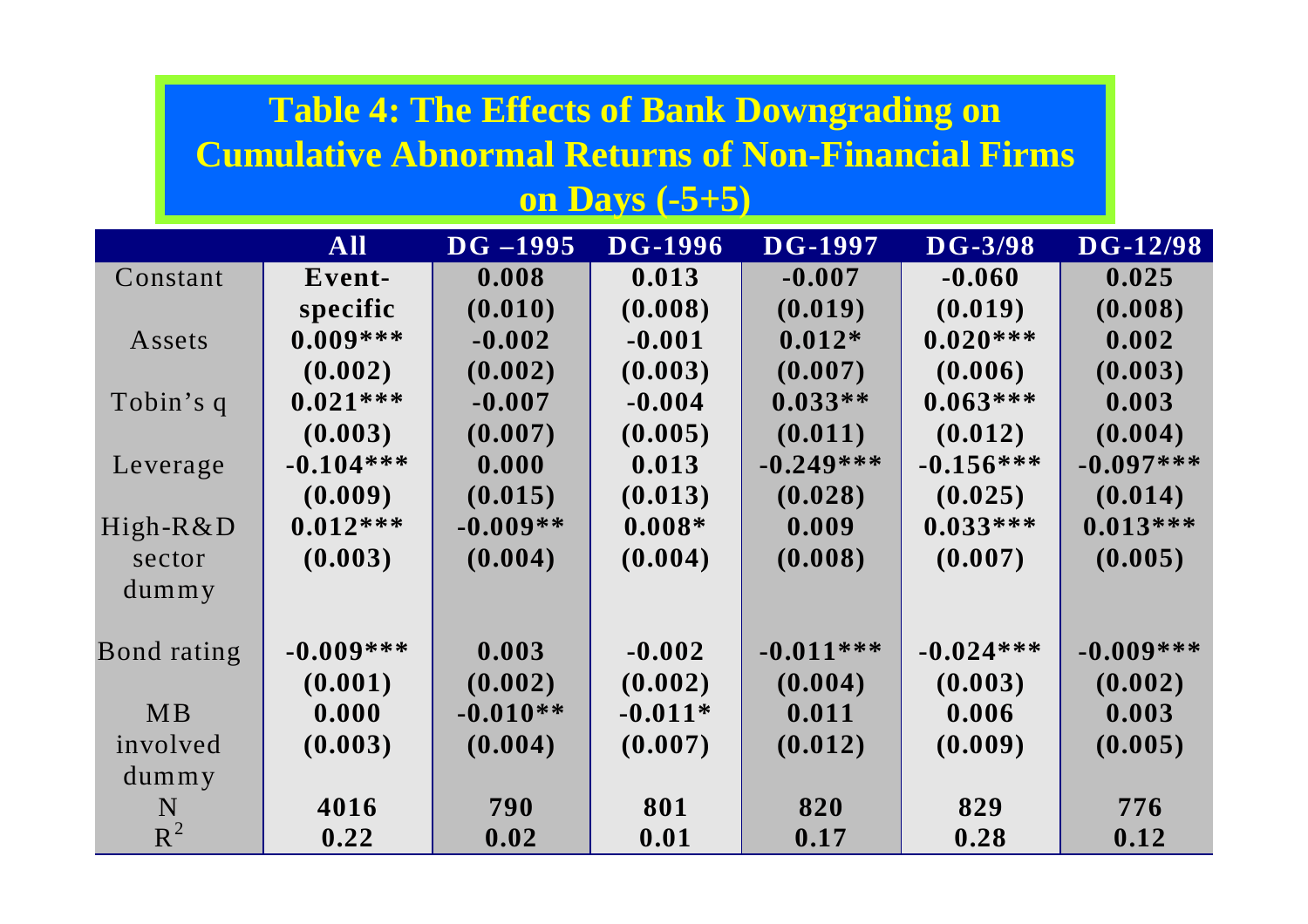# Table 4: The Effects of Bank Downgrading on Cumulative Abnormal Returns of Non-Financial Firms on Days (-5+5)

| | All | DG –1995 | DG-1996 | DG-1997 | DG-3/98 | DG-12/98 |
|---|---|---|---|---|---|---|
| Constant | Event-specific | 0.008<br>(0.010) | 0.013<br>(0.008) | -0.007<br>(0.019) | -0.060<br>(0.019) | 0.025<br>(0.008) |
| Assets | 0.009***<br>(0.002) | -0.002<br>(0.002) | -0.001<br>(0.003) | 0.012*<br>(0.007) | 0.020***<br>(0.006) | 0.002<br>(0.003) |
| Tobin's q | 0.021***<br>(0.003) | -0.007<br>(0.007) | -0.004<br>(0.005) | 0.033**<br>(0.011) | 0.063***<br>(0.012) | 0.003<br>(0.004) |
| Leverage | -0.104***<br>(0.009) | 0.000<br>(0.015) | 0.013<br>(0.013) | -0.249***<br>(0.028) | -0.156***<br>(0.025) | -0.097***<br>(0.014) |
| High-R&D sector dummy | 0.012***<br>(0.003) | -0.009**<br>(0.004) | 0.008*<br>(0.004) | 0.009<br>(0.008) | 0.033***<br>(0.007) | 0.013***<br>(0.005) |
| Bond rating | -0.009***<br>(0.001) | 0.003<br>(0.002) | -0.002<br>(0.002) | -0.011***<br>(0.004) | -0.024***<br>(0.003) | -0.009***<br>(0.002) |
| MB involved dummy | 0.000<br>(0.003) | -0.010**<br>(0.004) | -0.011*<br>(0.007) | 0.011<br>(0.012) | 0.006<br>(0.009) | 0.003<br>(0.005) |
| N | 4016 | 790 | 801 | 820 | 829 | 776 |
| $R^2$ | 0.22 | 0.02 | 0.01 | 0.17 | 0.28 | 0.12 |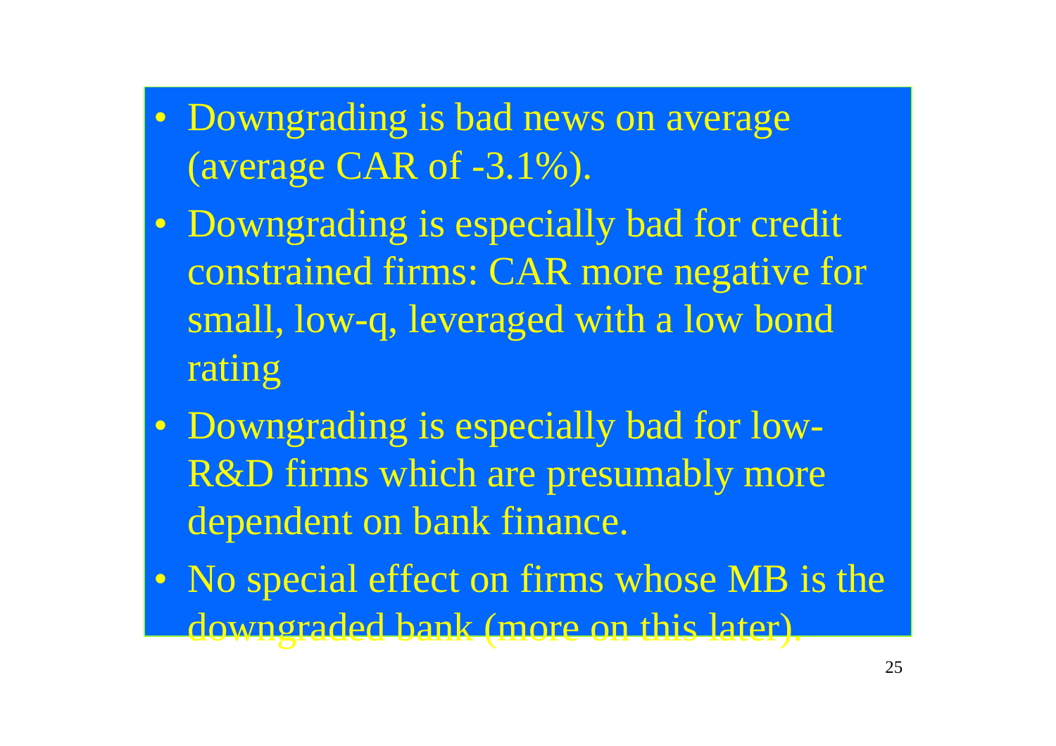- Downgrading is bad news on average (average CAR of -3.1%).
- Downgrading is especially bad for credit constrained firms: CAR more negative for small, low-q, leveraged with a low bond rating
- Downgrading is especially bad for low-R&D firms which are presumably more dependent on bank finance.
- No special effect on firms whose MB is the downgraded bank (more on this later).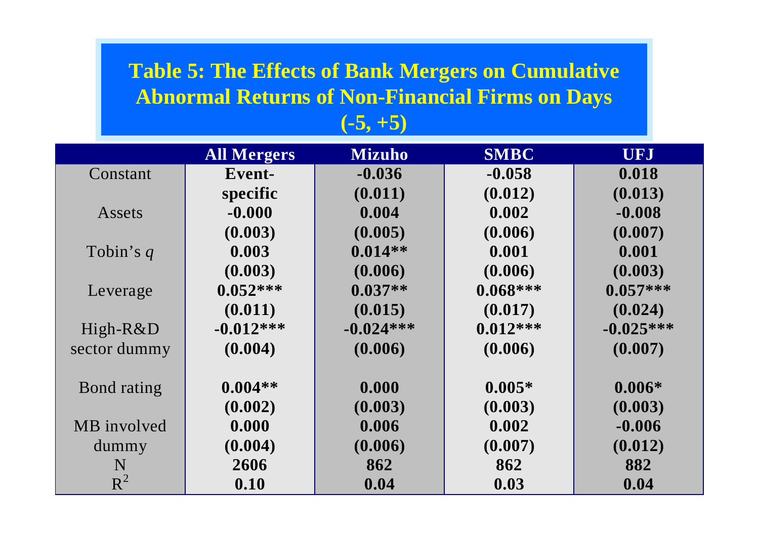## Table 5: The Effects of Bank Mergers on Cumulative Abnormal Returns of Non-Financial Firms on Days (-5, +5)

| | All Mergers | Mizuho | SMBC | UFJ |
|---|---|---|---|---|
| Constant | Event-specific | -0.036 | -0.058 | 0.018 |
| | | (0.011) | (0.012) | (0.013) |
| Assets | -0.000 | 0.004 | 0.002 | -0.008 |
| | (0.003) | (0.005) | (0.006) | (0.007) |
| Tobin's *q* | 0.003 | 0.014** | 0.001 | 0.001 |
| | (0.003) | (0.006) | (0.006) | (0.003) |
| Leverage | 0.052*** | 0.037** | 0.068*** | 0.057*** |
| | (0.011) | (0.015) | (0.017) | (0.024) |
| High-R&D sector dummy | -0.012*** | -0.024*** | 0.012*** | -0.025*** |
| | (0.004) | (0.006) | (0.006) | (0.007) |
| Bond rating | 0.004** | 0.000 | 0.005* | 0.006* |
| | (0.002) | (0.003) | (0.003) | (0.003) |
| MB involved dummy | 0.000 | 0.006 | 0.002 | -0.006 |
| | (0.004) | (0.006) | (0.007) | (0.012) |
| N | 2606 | 862 | 862 | 882 |
| $R^2$ | 0.10 | 0.04 | 0.03 | 0.04 |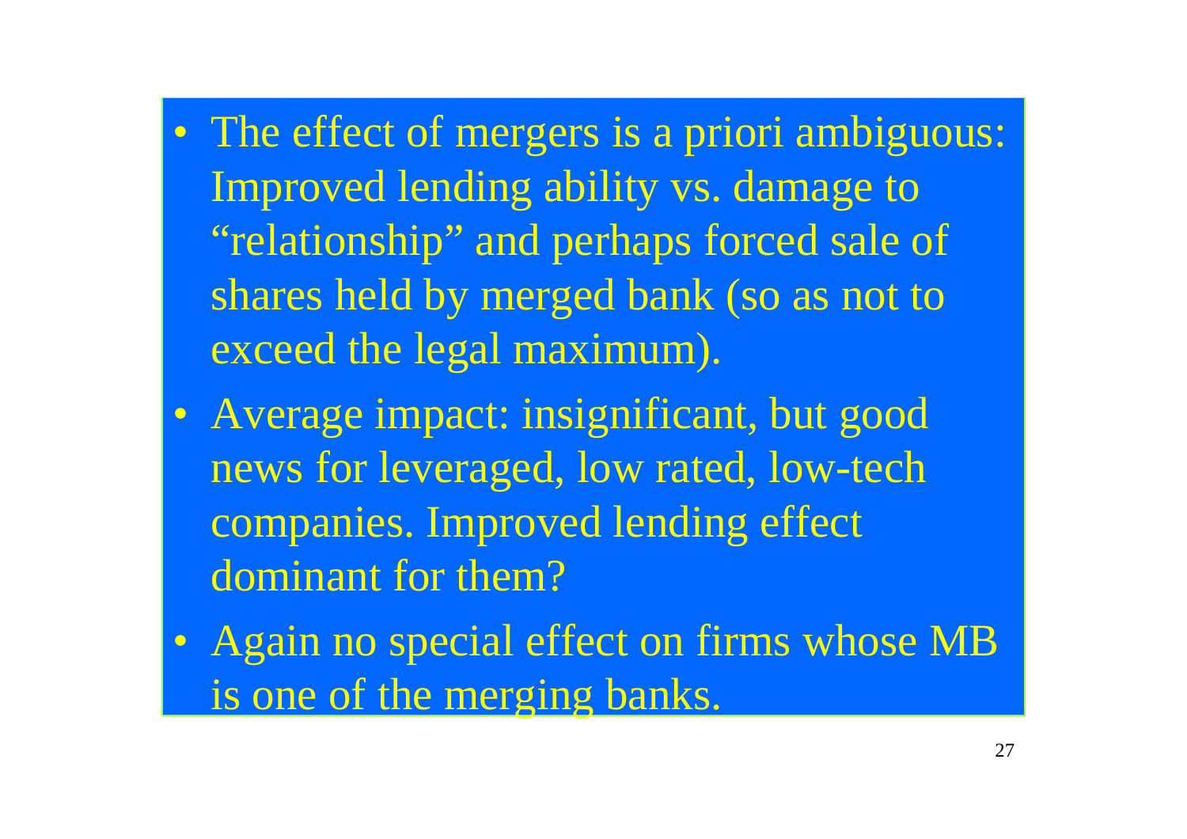- The effect of mergers is a priori ambiguous: Improved lending ability vs. damage to “relationship” and perhaps forced sale of shares held by merged bank (so as not to exceed the legal maximum).
- Average impact: insignificant, but good news for leveraged, low rated, low-tech companies. Improved lending effect dominant for them?
- Again no special effect on firms whose MB is one of the merging banks.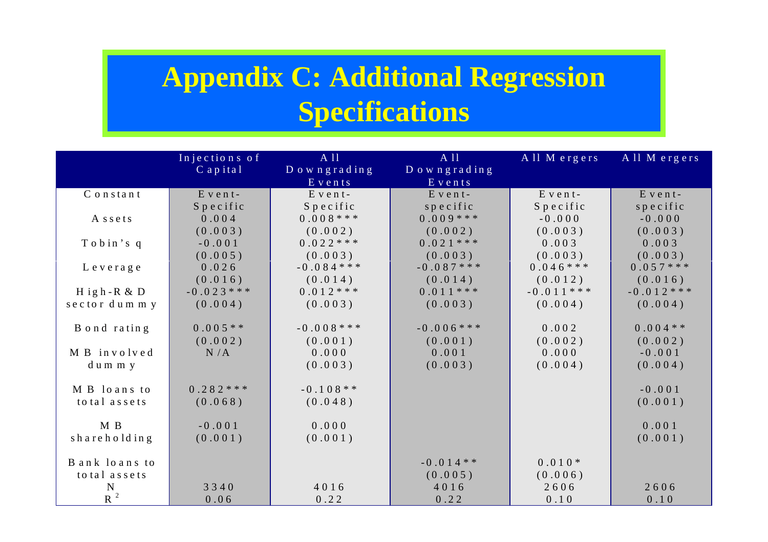# Appendix C: Additional Regression Specifications

| | Injections of Capital | All Downgrading Events | All Downgrading Events | All Mergers | All Mergers |
|---|---|---|---|---|---|
| Constant | Event-Specific | Event-Specific | Event-specific | Event-Specific | Event-specific |
| Assets | 0.004 | 0.008*** | 0.009*** | -0.000 | -0.000 |
| | (0.003) | (0.002) | (0.002) | (0.003) | (0.003) |
| Tobin's q | -0.001 | 0.022*** | 0.021*** | 0.003 | 0.003 |
| | (0.005) | (0.003) | (0.003) | (0.003) | (0.003) |
| Leverage | 0.026 | -0.084*** | -0.087*** | 0.046*** | 0.057*** |
| | (0.016) | (0.014) | (0.014) | (0.012) | (0.016) |
| High-R&D sector dummy | -0.023*** | 0.012*** | 0.011*** | -0.011*** | -0.012*** |
| | (0.004) | (0.003) | (0.003) | (0.004) | (0.004) |
| Bond rating | 0.005** | -0.008*** | -0.006*** | 0.002 | 0.004** |
| | (0.002) | (0.001) | (0.001) | (0.002) | (0.002) |
| MB involved dummy | N/A | 0.000 | 0.001 | 0.000 | -0.001 |
| | | (0.003) | (0.003) | (0.004) | (0.004) |
| MB loans to total assets | 0.282*** | -0.108** | | | -0.001 |
| | (0.068) | (0.048) | | | (0.001) |
| MB shareholding | -0.001 | 0.000 | | | 0.001 |
| | (0.001) | (0.001) | | | (0.001) |
| Bank loans to total assets | | | -0.014** | 0.010* | |
| | | | (0.005) | (0.006) | |
| N | 3340 | 4016 | 4016 | 2606 | 2606 |
| $R^2$ | 0.06 | 0.22 | 0.22 | 0.10 | 0.10 |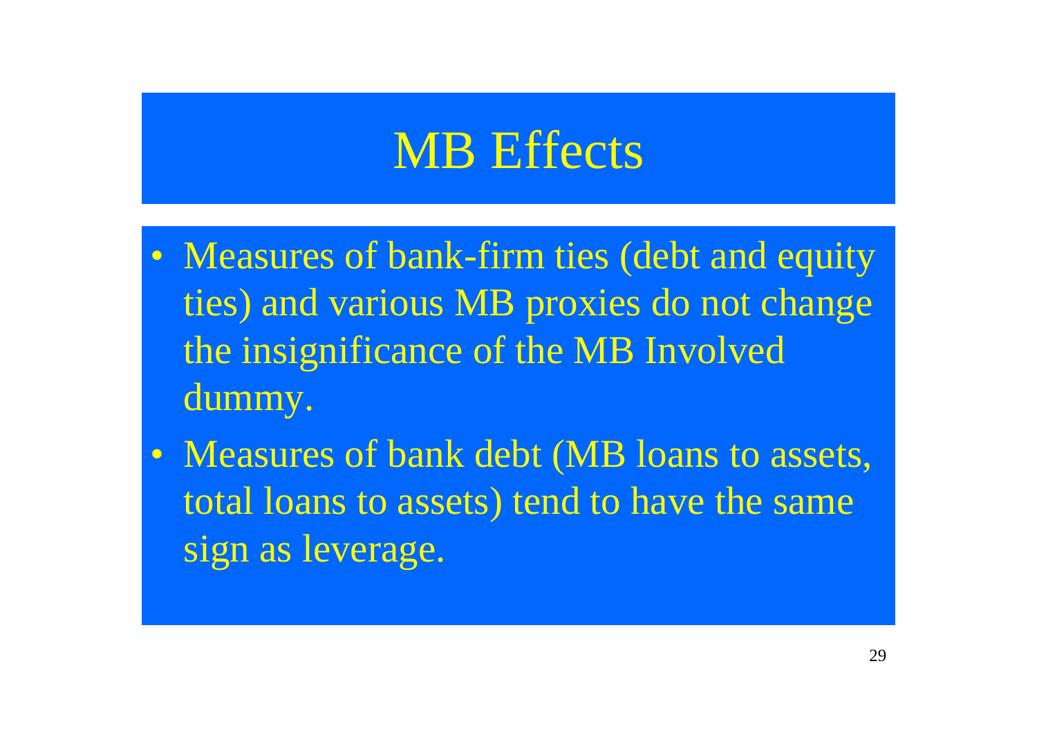# MB Effects

- Measures of bank-firm ties (debt and equity ties) and various MB proxies do not change the insignificance of the MB Involved dummy.
- Measures of bank debt (MB loans to assets, total loans to assets) tend to have the same sign as leverage.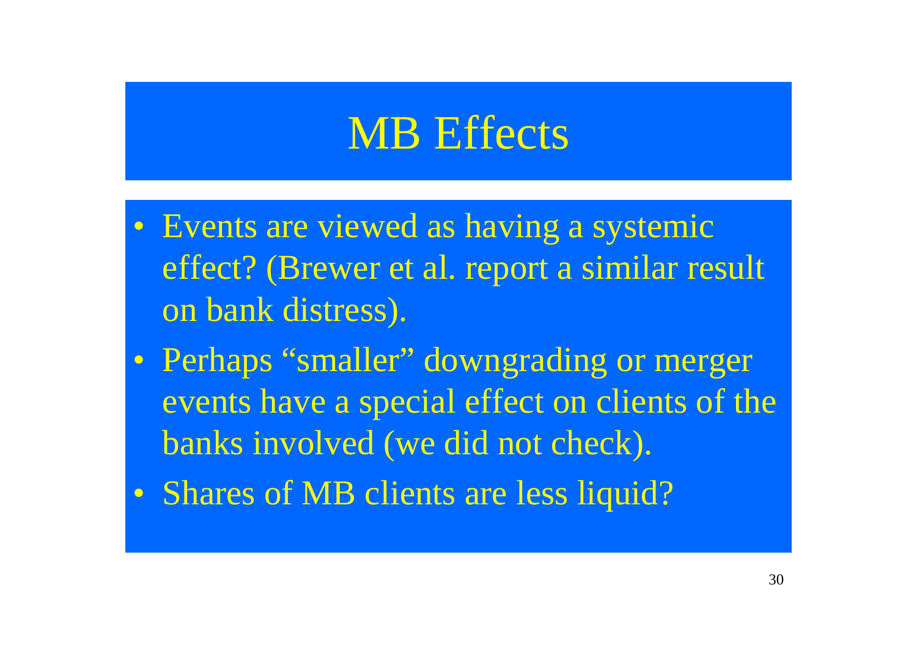# MB Effects

- Events are viewed as having a systemic effect? (Brewer et al. report a similar result on bank distress).
- Perhaps "smaller" downgrading or merger events have a special effect on clients of the banks involved (we did not check).
- Shares of MB clients are less liquid?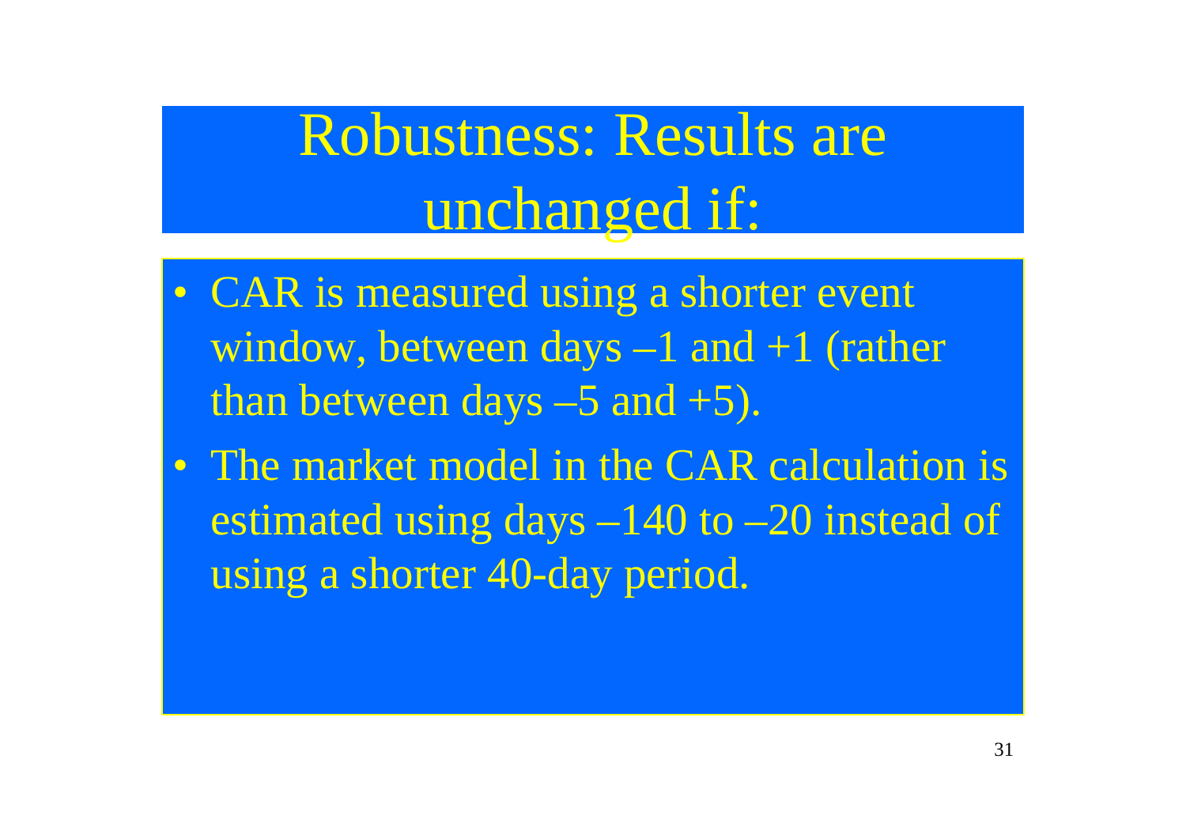# Robustness: Results are unchanged if:

- CAR is measured using a shorter event window, between days –1 and +1 (rather than between days –5 and +5).
- The market model in the CAR calculation is estimated using days –140 to –20 instead of using a shorter 40-day period.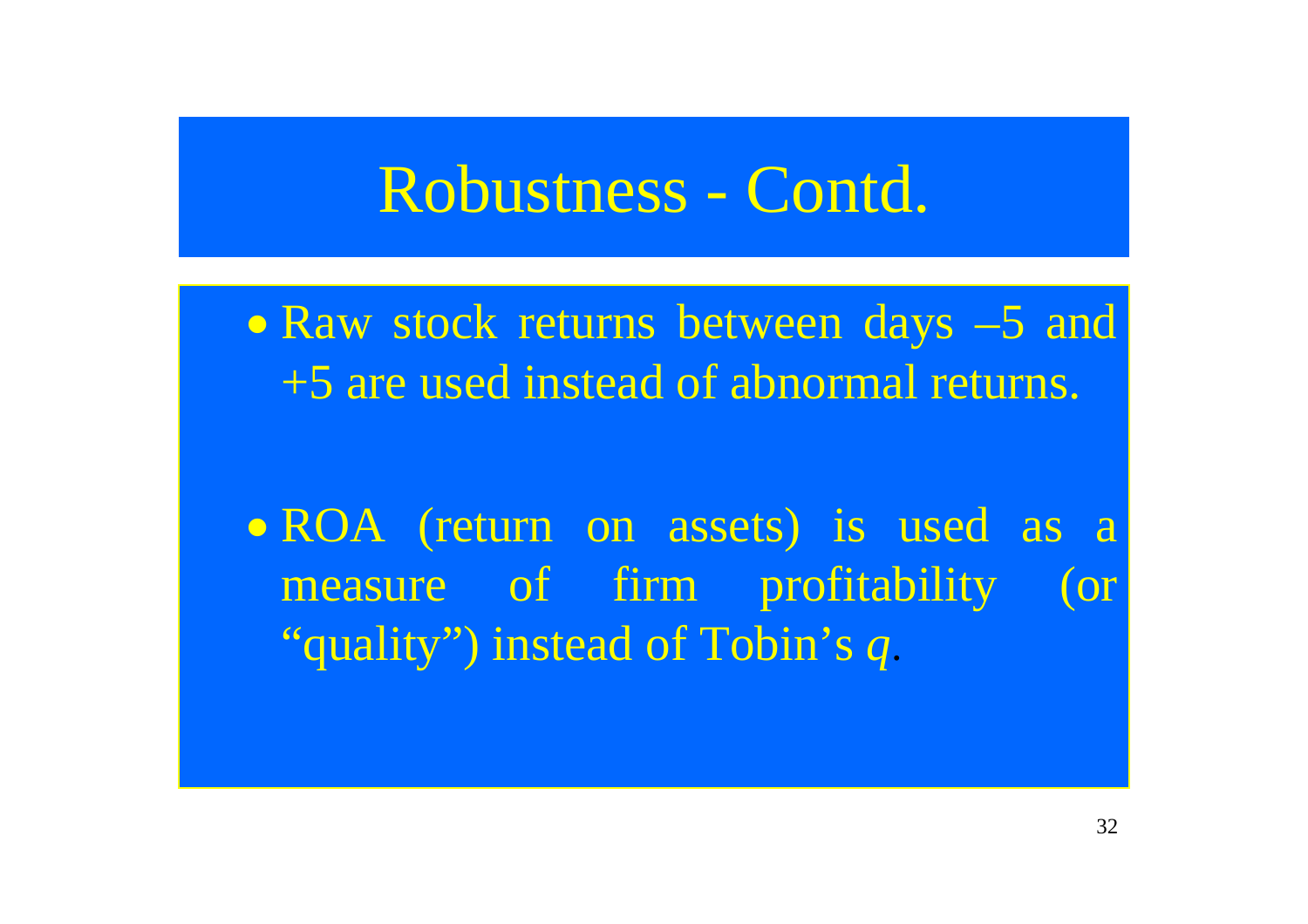# Robustness - Contd.

- Raw stock returns between days –5 and +5 are used instead of abnormal returns.
- ROA (return on assets) is used as a measure of firm profitability (or "quality") instead of Tobin's $q$.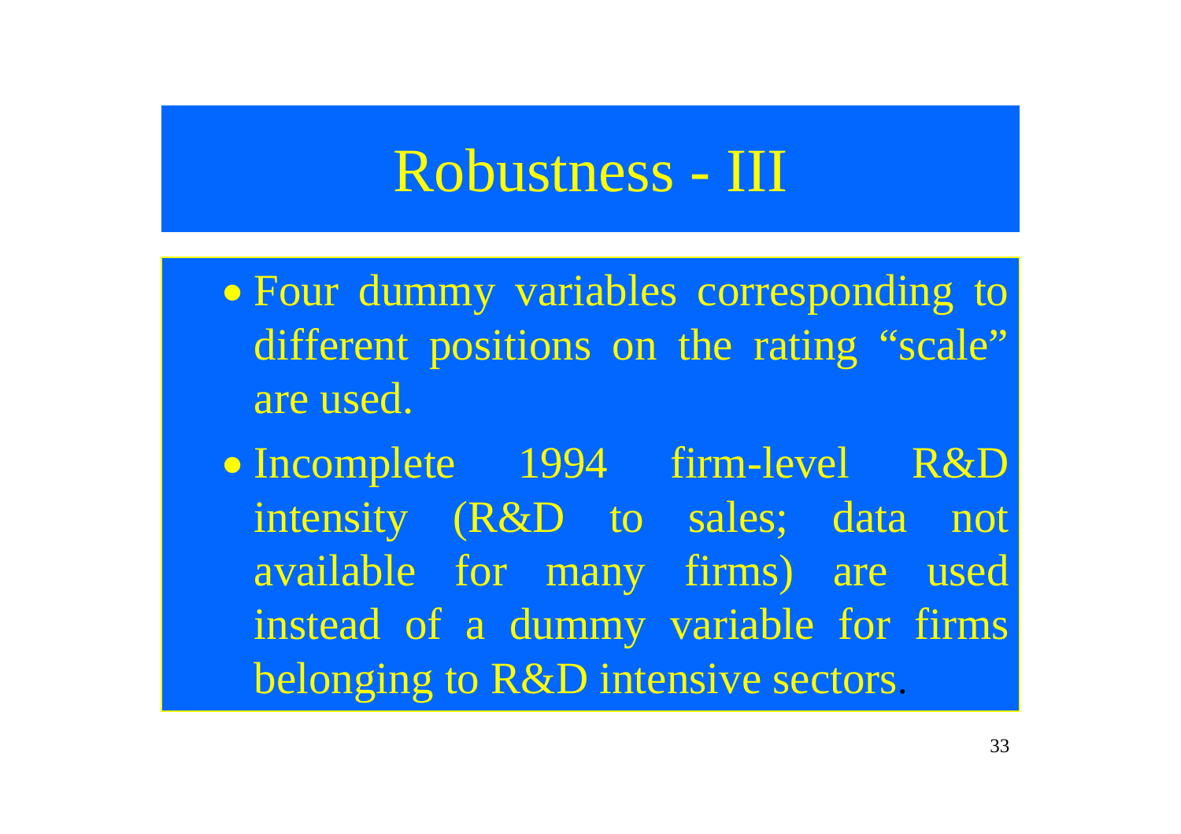# Robustness - III

- Four dummy variables corresponding to different positions on the rating "scale" are used.
- Incomplete 1994 firm-level R&D intensity (R&D to sales; data not available for many firms) are used instead of a dummy variable for firms belonging to R&D intensive sectors.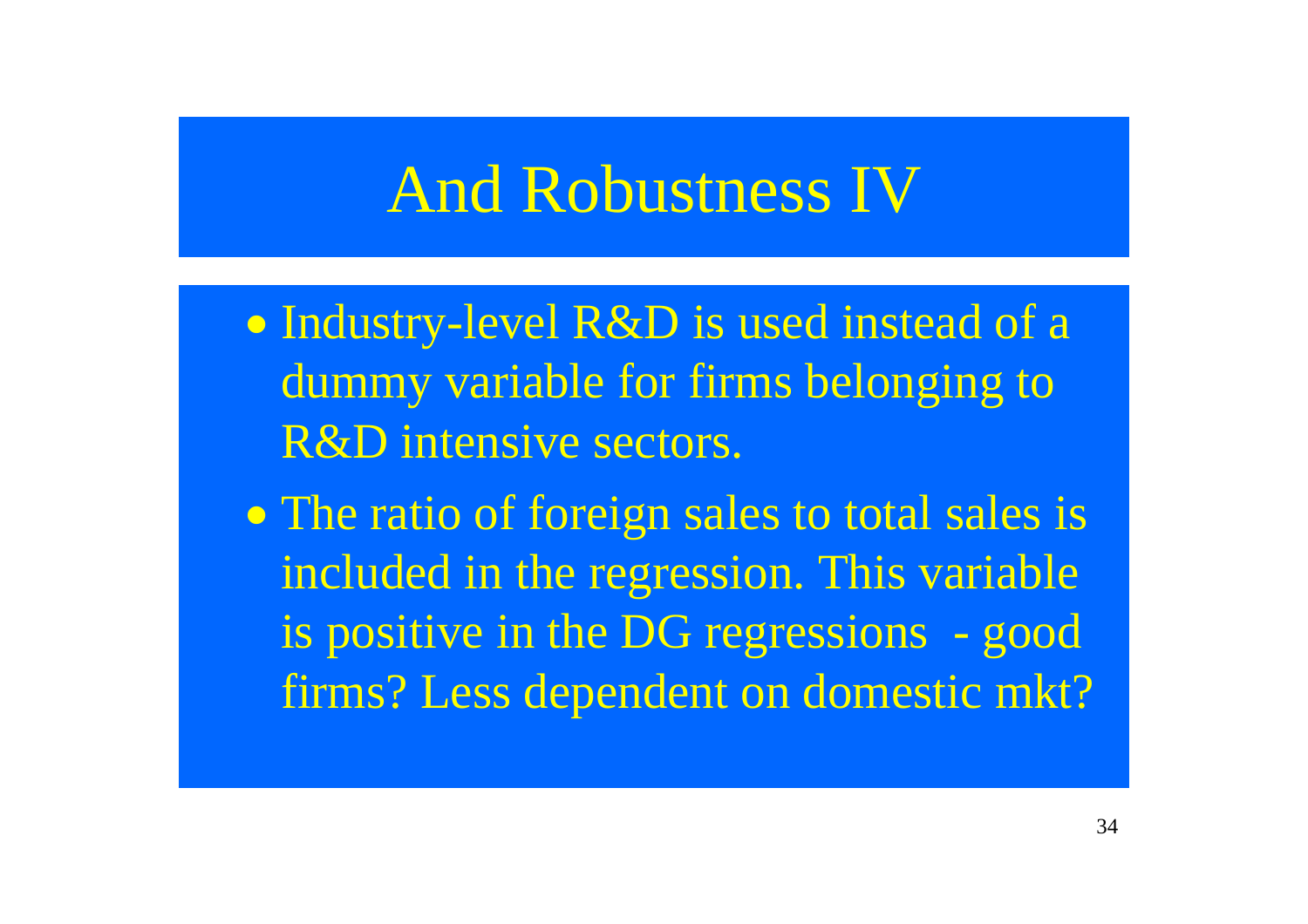# And Robustness IV

- Industry-level R&D is used instead of a dummy variable for firms belonging to R&D intensive sectors.
- The ratio of foreign sales to total sales is included in the regression. This variable is positive in the DG regressions - good firms? Less dependent on domestic mkt?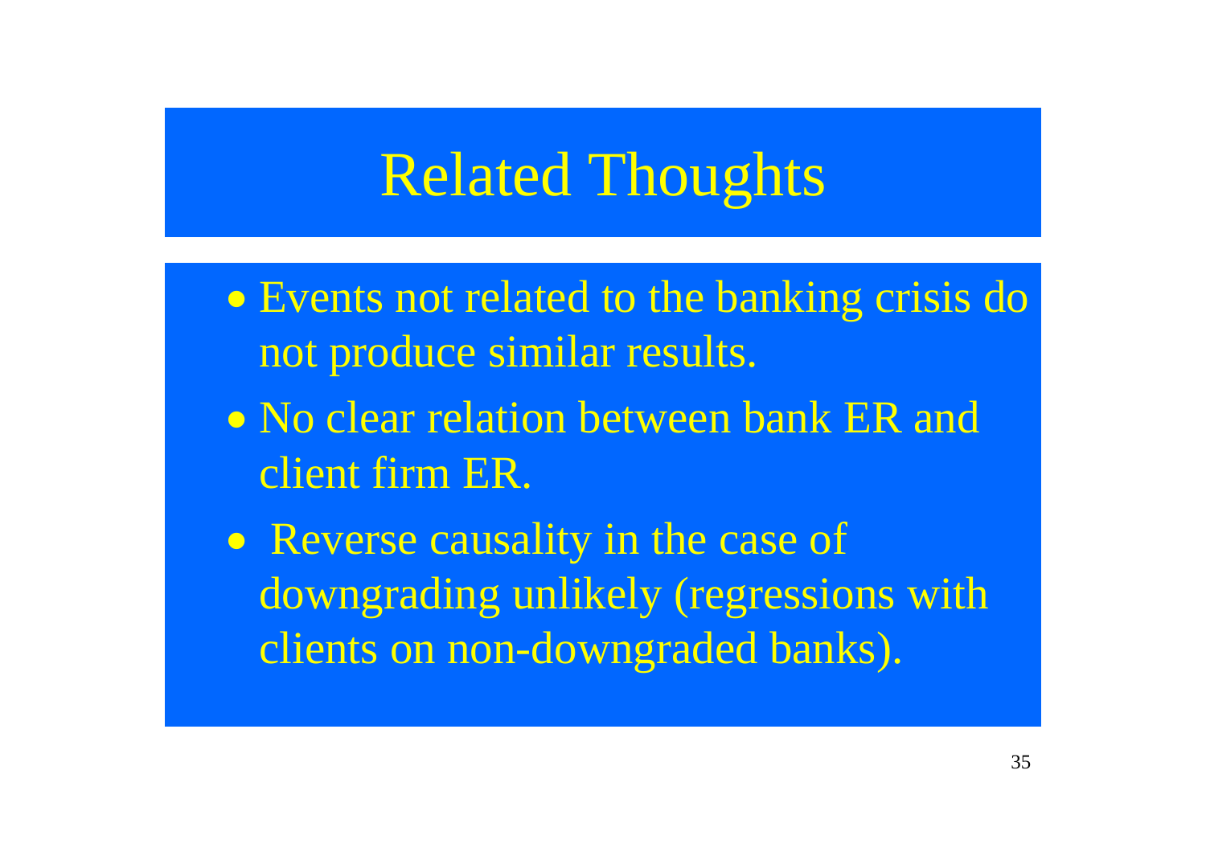# Related Thoughts

- Events not related to the banking crisis do not produce similar results.
- No clear relation between bank ER and client firm ER.
- Reverse causality in the case of downgrading unlikely (regressions with clients on non-downgraded banks).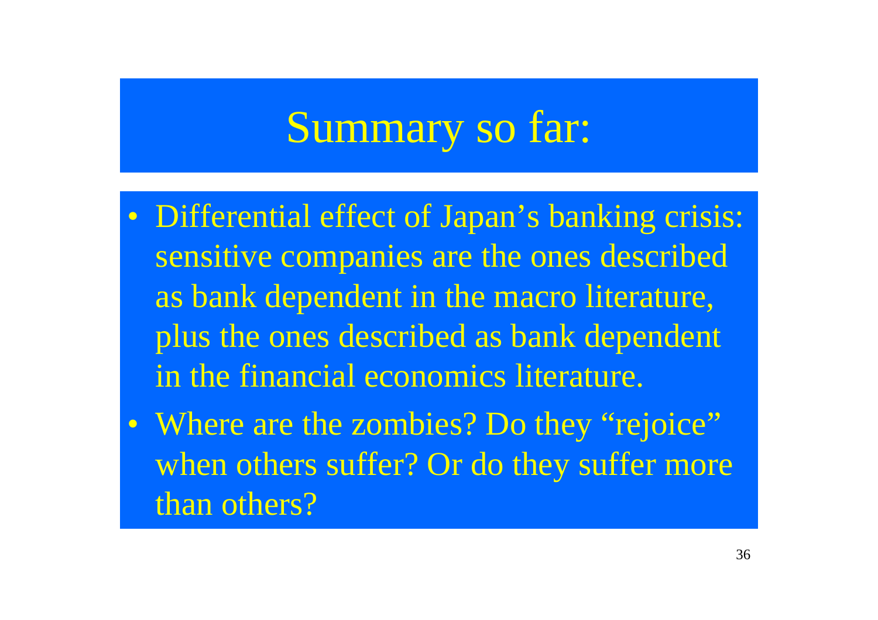# Summary so far:

- Differential effect of Japan’s banking crisis: sensitive companies are the ones described as bank dependent in the macro literature, plus the ones described as bank dependent in the financial economics literature.
- Where are the zombies? Do they “rejoice” when others suffer? Or do they suffer more than others?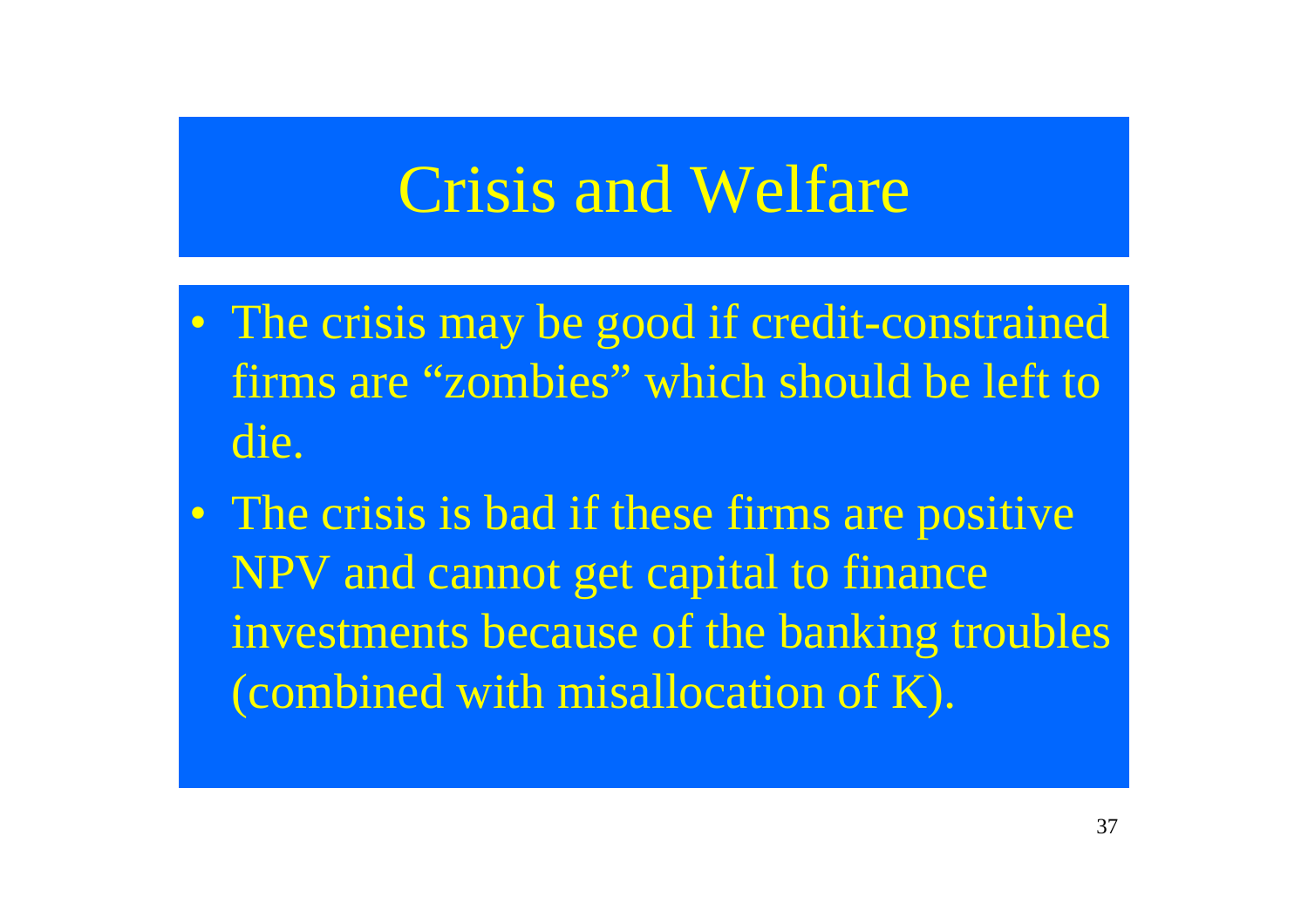# Crisis and Welfare

- The crisis may be good if credit-constrained firms are “zombies” which should be left to die.
- The crisis is bad if these firms are positive NPV and cannot get capital to finance investments because of the banking troubles (combined with misallocation of K).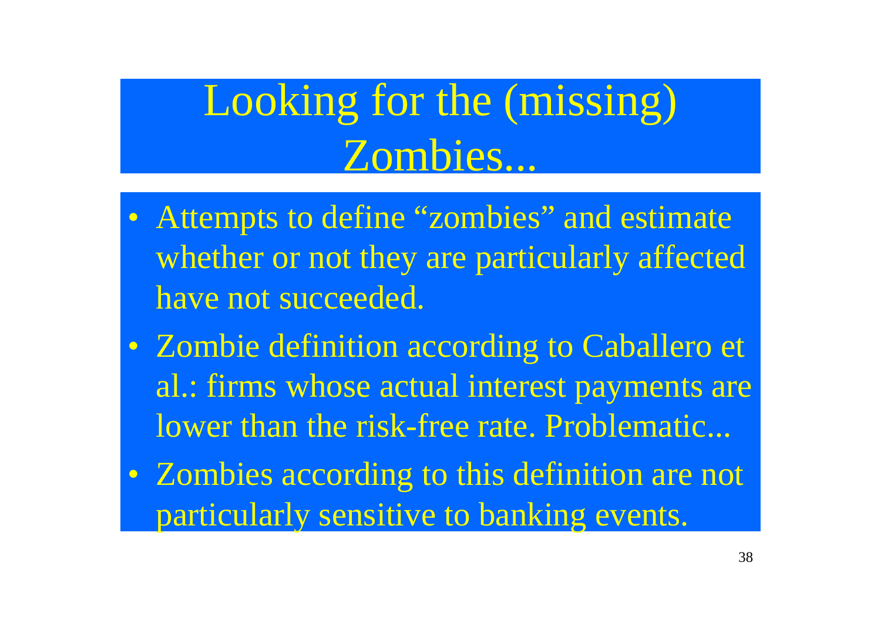# Looking for the (missing) Zombies...

- Attempts to define “zombies” and estimate whether or not they are particularly affected have not succeeded.
- Zombie definition according to Caballero et al.: firms whose actual interest payments are lower than the risk-free rate. Problematic...
- Zombies according to this definition are not particularly sensitive to banking events.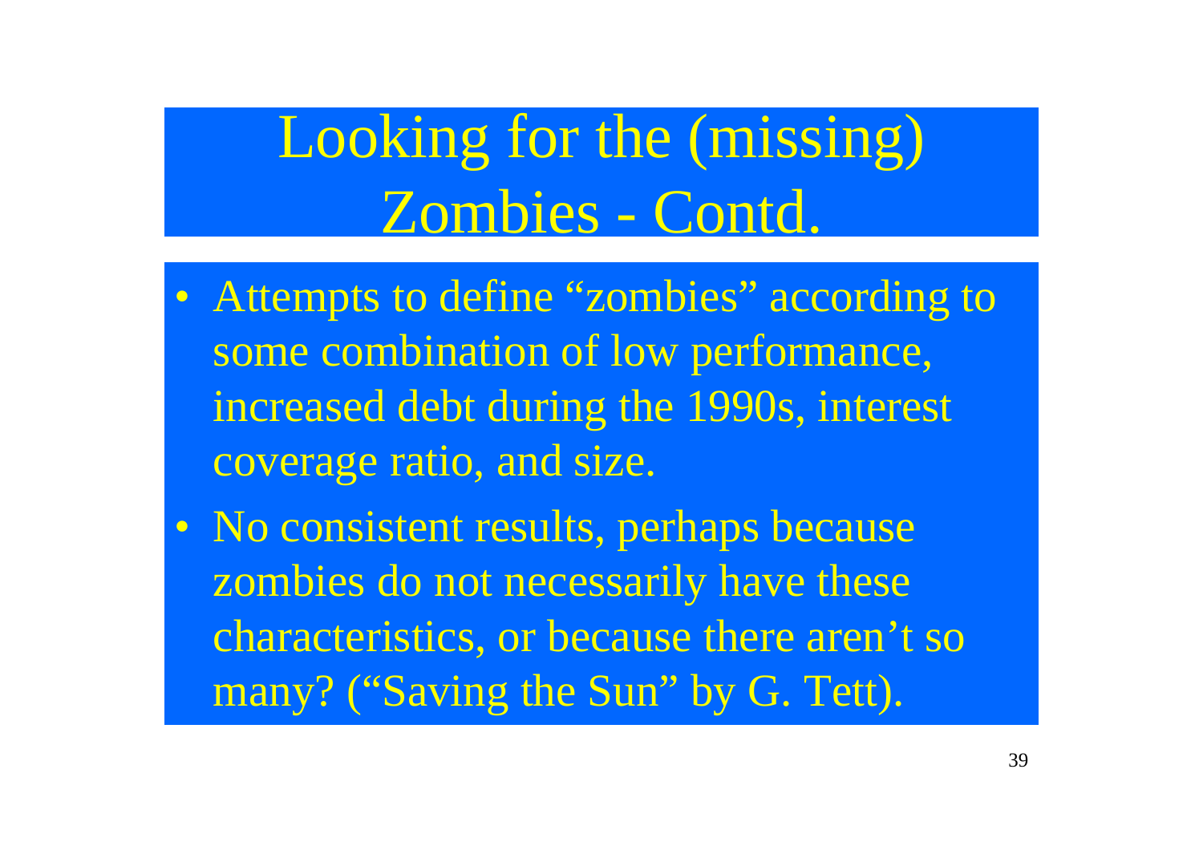# Looking for the (missing) Zombies - Contd.

- Attempts to define "zombies" according to some combination of low performance, increased debt during the 1990s, interest coverage ratio, and size.
- No consistent results, perhaps because zombies do not necessarily have these characteristics, or because there aren't so many? ("Saving the Sun" by G. Tett).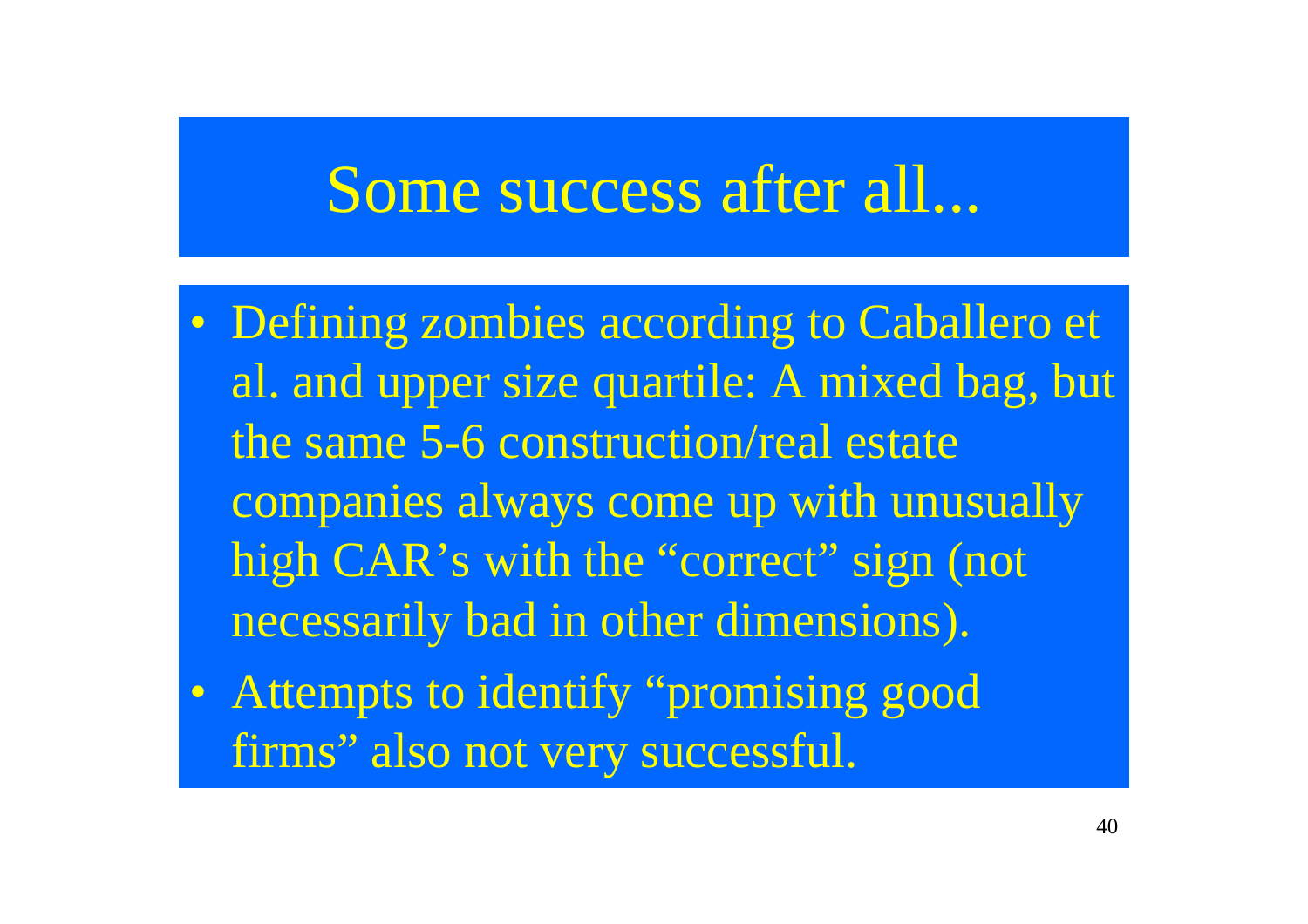# Some success after all...

- Defining zombies according to Caballero et al. and upper size quartile: A mixed bag, but the same 5-6 construction/real estate companies always come up with unusually high CAR's with the "correct" sign (not necessarily bad in other dimensions).
- Attempts to identify "promising good firms" also not very successful.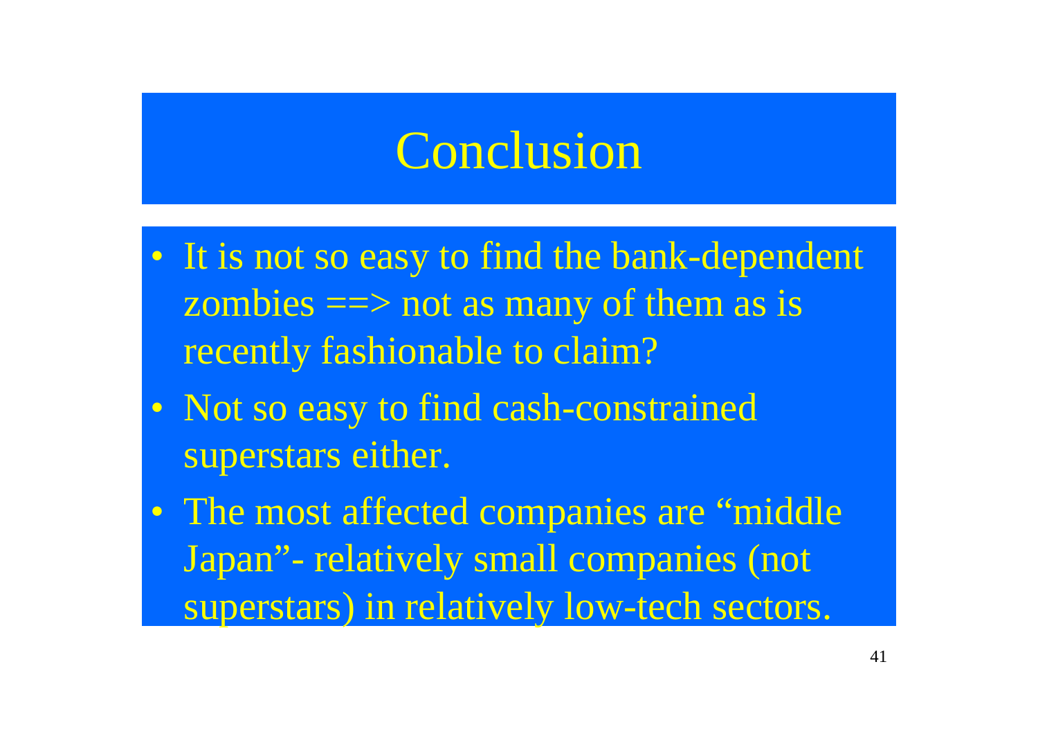# Conclusion

- It is not so easy to find the bank-dependent zombies ==> not as many of them as is recently fashionable to claim?
- Not so easy to find cash-constrained superstars either.
- The most affected companies are “middle Japan”- relatively small companies (not superstars) in relatively low-tech sectors.